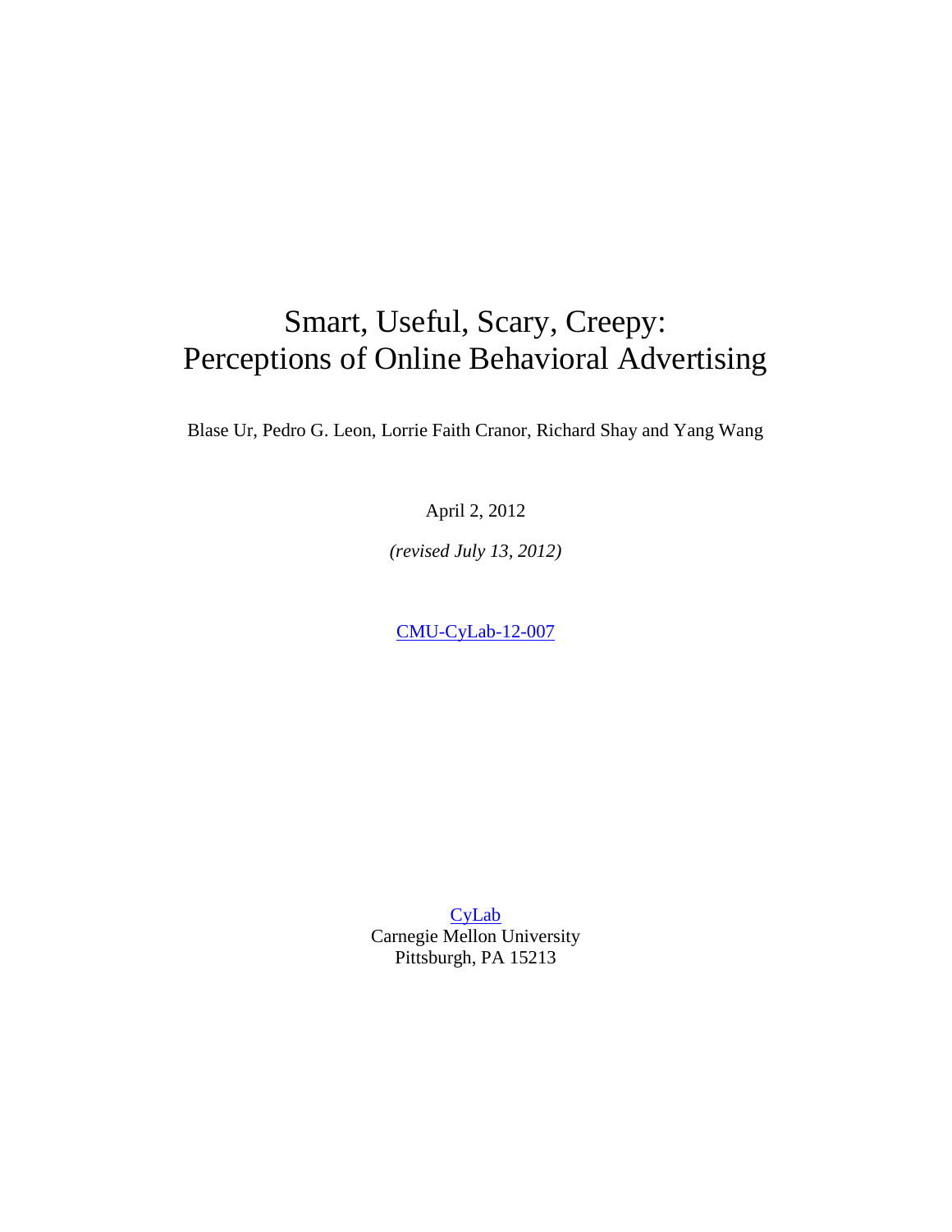# Smart, Useful, Scary, Creepy: Perceptions of Online Behavioral Advertising

Blase Ur, Pedro G. Leon, Lorrie Faith Cranor, Richard Shay and Yang Wang

April 2, 2012

*(revised July 13, 2012)*

CMU-CyLab-12-007

CyLab
Carnegie Mellon University
Pittsburgh, PA 15213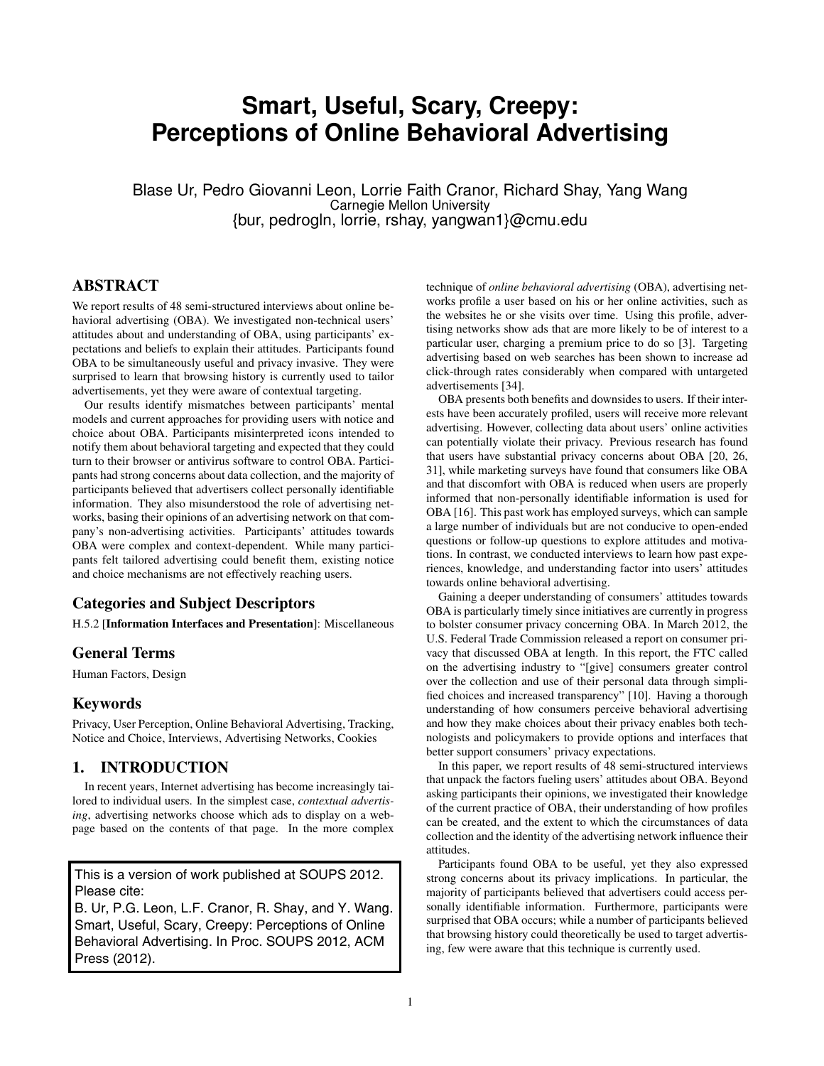# Smart, Useful, Scary, Creepy: Perceptions of Online Behavioral Advertising

Blase Ur, Pedro Giovanni Leon, Lorrie Faith Cranor, Richard Shay, Yang Wang
Carnegie Mellon University
{bur, pedrogln, lorrie, rshay, yangwan1}@cmu.edu

## ABSTRACT

We report results of 48 semi-structured interviews about online behavioral advertising (OBA). We investigated non-technical users' attitudes about and understanding of OBA, using participants' expectations and beliefs to explain their attitudes. Participants found OBA to be simultaneously useful and privacy invasive. They were surprised to learn that browsing history is currently used to tailor advertisements, yet they were aware of contextual targeting.

Our results identify mismatches between participants' mental models and current approaches for providing users with notice and choice about OBA. Participants misinterpreted icons intended to notify them about behavioral targeting and expected that they could turn to their browser or antivirus software to control OBA. Participants had strong concerns about data collection, and the majority of participants believed that advertisers collect personally identifiable information. They also misunderstood the role of advertising networks, basing their opinions of an advertising network on that company's non-advertising activities. Participants' attitudes towards OBA were complex and context-dependent. While many participants felt tailored advertising could benefit them, existing notice and choice mechanisms are not effectively reaching users.

### Categories and Subject Descriptors

H.5.2 [**Information Interfaces and Presentation**]: Miscellaneous

### General Terms

Human Factors, Design

### Keywords

Privacy, User Perception, Online Behavioral Advertising, Tracking, Notice and Choice, Interviews, Advertising Networks, Cookies

## 1. INTRODUCTION

In recent years, Internet advertising has become increasingly tailored to individual users. In the simplest case, *contextual advertising*, advertising networks choose which ads to display on a webpage based on the contents of that page. In the more complex technique of *online behavioral advertising* (OBA), advertising networks profile a user based on his or her online activities, such as the websites he or she visits over time. Using this profile, advertising networks show ads that are more likely to be of interest to a particular user, charging a premium price to do so [3]. Targeting advertising based on web searches has been shown to increase ad click-through rates considerably when compared with untargeted advertisements [34].

OBA presents both benefits and downsides to users. If their interests have been accurately profiled, users will receive more relevant advertising. However, collecting data about users' online activities can potentially violate their privacy. Previous research has found that users have substantial privacy concerns about OBA [20, 26, 31], while marketing surveys have found that consumers like OBA and that discomfort with OBA is reduced when users are properly informed that non-personally identifiable information is used for OBA [16]. This past work has employed surveys, which can sample a large number of individuals but are not conducive to open-ended questions or follow-up questions to explore attitudes and motivations. In contrast, we conducted interviews to learn how past experiences, knowledge, and understanding factor into users' attitudes towards online behavioral advertising.

Gaining a deeper understanding of consumers' attitudes towards OBA is particularly timely since initiatives are currently in progress to bolster consumer privacy concerning OBA. In March 2012, the U.S. Federal Trade Commission released a report on consumer privacy that discussed OBA at length. In this report, the FTC called on the advertising industry to "[give] consumers greater control over the collection and use of their personal data through simplified choices and increased transparency" [10]. Having a thorough understanding of how consumers perceive behavioral advertising and how they make choices about their privacy enables both technologists and policymakers to provide options and interfaces that better support consumers' privacy expectations.

In this paper, we report results of 48 semi-structured interviews that unpack the factors fueling users' attitudes about OBA. Beyond asking participants their opinions, we investigated their knowledge of the current practice of OBA, their understanding of how profiles can be created, and the extent to which the circumstances of data collection and the identity of the advertising network influence their attitudes.

Participants found OBA to be useful, yet they also expressed strong concerns about its privacy implications. In particular, the majority of participants believed that advertisers could access personally identifiable information. Furthermore, participants were surprised that OBA occurs; while a number of participants believed that browsing history could theoretically be used to target advertising, few were aware that this technique is currently used.

This is a version of work published at SOUPS 2012. Please cite:
B. Ur, P.G. Leon, L.F. Cranor, R. Shay, and Y. Wang. Smart, Useful, Scary, Creepy: Perceptions of Online Behavioral Advertising. In Proc. SOUPS 2012, ACM Press (2012).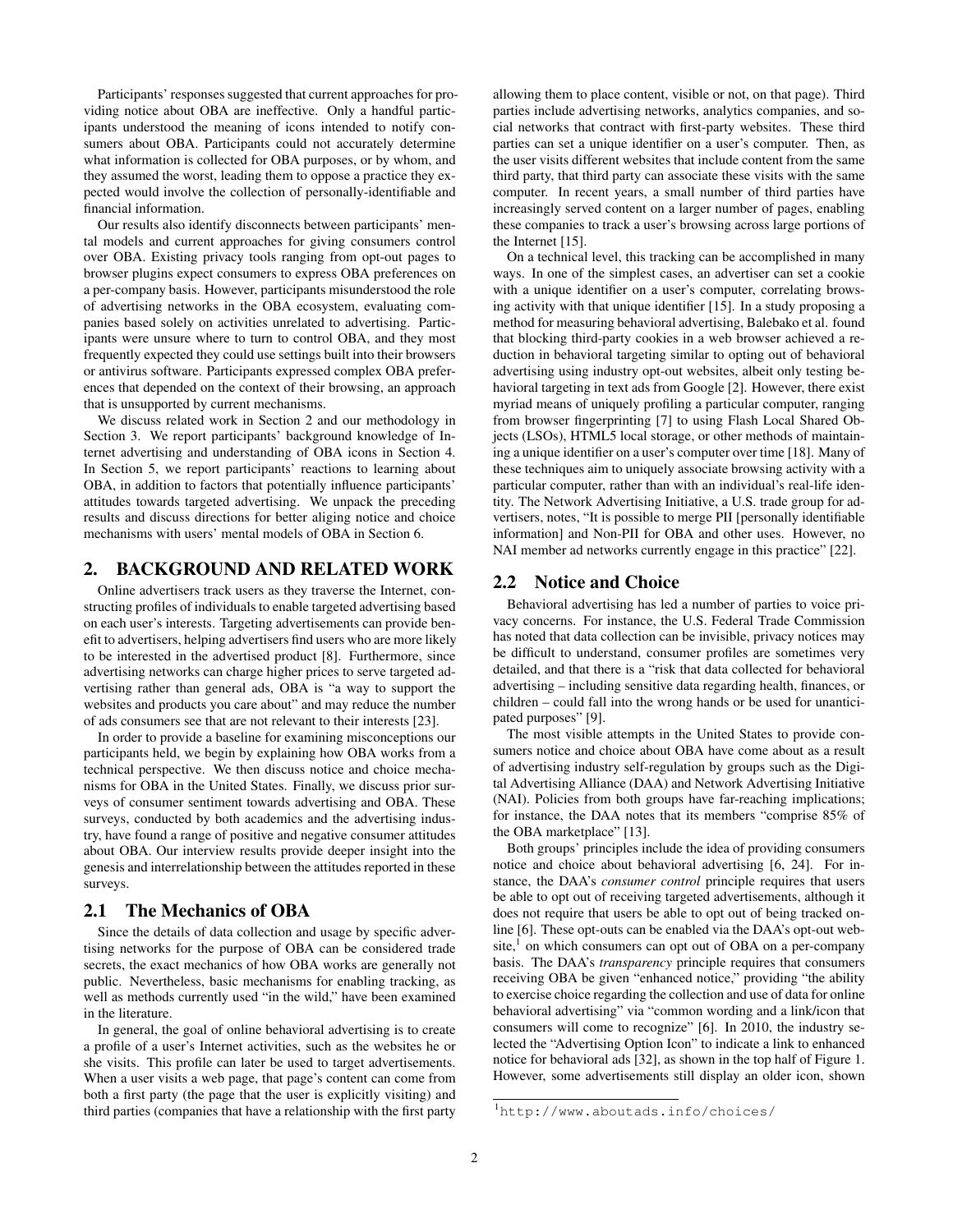Participants' responses suggested that current approaches for providing notice about OBA are ineffective. Only a handful participants understood the meaning of icons intended to notify consumers about OBA. Participants could not accurately determine what information is collected for OBA purposes, or by whom, and they assumed the worst, leading them to oppose a practice they expected would involve the collection of personally-identifiable and financial information.

Our results also identify disconnects between participants' mental models and current approaches for giving consumers control over OBA. Existing privacy tools ranging from opt-out pages to browser plugins expect consumers to express OBA preferences on a per-company basis. However, participants misunderstood the role of advertising networks in the OBA ecosystem, evaluating companies based solely on activities unrelated to advertising. Participants were unsure where to turn to control OBA, and they most frequently expected they could use settings built into their browsers or antivirus software. Participants expressed complex OBA preferences that depended on the context of their browsing, an approach that is unsupported by current mechanisms.

We discuss related work in Section 2 and our methodology in Section 3. We report participants' background knowledge of Internet advertising and understanding of OBA icons in Section 4. In Section 5, we report participants' reactions to learning about OBA, in addition to factors that potentially influence participants' attitudes towards targeted advertising. We unpack the preceding results and discuss directions for better aliging notice and choice mechanisms with users' mental models of OBA in Section 6.

## 2. BACKGROUND AND RELATED WORK

Online advertisers track users as they traverse the Internet, constructing profiles of individuals to enable targeted advertising based on each user's interests. Targeting advertisements can provide benefit to advertisers, helping advertisers find users who are more likely to be interested in the advertised product [8]. Furthermore, since advertising networks can charge higher prices to serve targeted advertising rather than general ads, OBA is "a way to support the websites and products you care about" and may reduce the number of ads consumers see that are not relevant to their interests [23].

In order to provide a baseline for examining misconceptions our participants held, we begin by explaining how OBA works from a technical perspective. We then discuss notice and choice mechanisms for OBA in the United States. Finally, we discuss prior surveys of consumer sentiment towards advertising and OBA. These surveys, conducted by both academics and the advertising industry, have found a range of positive and negative consumer attitudes about OBA. Our interview results provide deeper insight into the genesis and interrelationship between the attitudes reported in these surveys.

### 2.1 The Mechanics of OBA

Since the details of data collection and usage by specific advertising networks for the purpose of OBA can be considered trade secrets, the exact mechanics of how OBA works are generally not public. Nevertheless, basic mechanisms for enabling tracking, as well as methods currently used "in the wild," have been examined in the literature.

In general, the goal of online behavioral advertising is to create a profile of a user's Internet activities, such as the websites he or she visits. This profile can later be used to target advertisements. When a user visits a web page, that page's content can come from both a first party (the page that the user is explicitly visiting) and third parties (companies that have a relationship with the first party allowing them to place content, visible or not, on that page). Third parties include advertising networks, analytics companies, and social networks that contract with first-party websites. These third parties can set a unique identifier on a user's computer. Then, as the user visits different websites that include content from the same third party, that third party can associate these visits with the same computer. In recent years, a small number of third parties have increasingly served content on a larger number of pages, enabling these companies to track a user's browsing across large portions of the Internet [15].

On a technical level, this tracking can be accomplished in many ways. In one of the simplest cases, an advertiser can set a cookie with a unique identifier on a user's computer, correlating browsing activity with that unique identifier [15]. In a study proposing a method for measuring behavioral advertising, Balebako et al. found that blocking third-party cookies in a web browser achieved a reduction in behavioral targeting similar to opting out of behavioral advertising using industry opt-out websites, albeit only testing behavioral targeting in text ads from Google [2]. However, there exist myriad means of uniquely profiling a particular computer, ranging from browser fingerprinting [7] to using Flash Local Shared Objects (LSOs), HTML5 local storage, or other methods of maintaining a unique identifier on a user's computer over time [18]. Many of these techniques aim to uniquely associate browsing activity with a particular computer, rather than with an individual's real-life identity. The Network Advertising Initiative, a U.S. trade group for advertisers, notes, "It is possible to merge PII [personally identifiable information] and Non-PII for OBA and other uses. However, no NAI member ad networks currently engage in this practice" [22].

### 2.2 Notice and Choice

Behavioral advertising has led a number of parties to voice privacy concerns. For instance, the U.S. Federal Trade Commission has noted that data collection can be invisible, privacy notices may be difficult to understand, consumer profiles are sometimes very detailed, and that there is a "risk that data collected for behavioral advertising – including sensitive data regarding health, finances, or children – could fall into the wrong hands or be used for unanticipated purposes" [9].

The most visible attempts in the United States to provide consumers notice and choice about OBA have come about as a result of advertising industry self-regulation by groups such as the Digital Advertising Alliance (DAA) and Network Advertising Initiative (NAI). Policies from both groups have far-reaching implications; for instance, the DAA notes that its members "comprise 85% of the OBA marketplace" [13].

Both groups' principles include the idea of providing consumers notice and choice about behavioral advertising [6, 24]. For instance, the DAA's *consumer control* principle requires that users be able to opt out of receiving targeted advertisements, although it does not require that users be able to opt out of being tracked online [6]. These opt-outs can be enabled via the DAA's opt-out website,[1] on which consumers can opt out of OBA on a per-company basis. The DAA's *transparency* principle requires that consumers receiving OBA be given "enhanced notice," providing "the ability to exercise choice regarding the collection and use of data for online behavioral advertising" via "common wording and a link/icon that consumers will come to recognize" [6]. In 2010, the industry selected the "Advertising Option Icon" to indicate a link to enhanced notice for behavioral ads [32], as shown in the top half of Figure 1. However, some advertisements still display an older icon, shown

[1] `http://www.aboutads.info/choices/`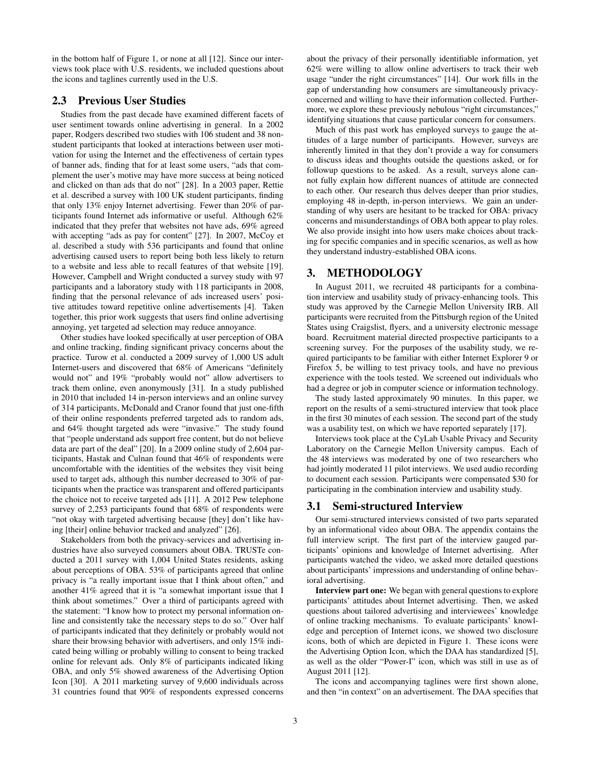in the bottom half of Figure 1, or none at all [12]. Since our interviews took place with U.S. residents, we included questions about the icons and taglines currently used in the U.S.

## 2.3 Previous User Studies

Studies from the past decade have examined different facets of user sentiment towards online advertising in general. In a 2002 paper, Rodgers described two studies with 106 student and 38 non-student participants that looked at interactions between user motivation for using the Internet and the effectiveness of certain types of banner ads, finding that for at least some users, "ads that complement the user's motive may have more success at being noticed and clicked on than ads that do not" [28]. In a 2003 paper, Rettie et al. described a survey with 100 UK student participants, finding that only 13% enjoy Internet advertising. Fewer than 20% of participants found Internet ads informative or useful. Although 62% indicated that they prefer that websites not have ads, 69% agreed with accepting "ads as pay for content" [27]. In 2007, McCoy et al. described a study with 536 participants and found that online advertising caused users to report being both less likely to return to a website and less able to recall features of that website [19]. However, Campbell and Wright conducted a survey study with 97 participants and a laboratory study with 118 participants in 2008, finding that the personal relevance of ads increased users' positive attitudes toward repetitive online advertisements [4]. Taken together, this prior work suggests that users find online advertising annoying, yet targeted ad selection may reduce annoyance.

Other studies have looked specifically at user perception of OBA and online tracking, finding significant privacy concerns about the practice. Turow et al. conducted a 2009 survey of 1,000 US adult Internet-users and discovered that 68% of Americans "definitely would not" and 19% "probably would not" allow advertisers to track them online, even anonymously [31]. In a study published in 2010 that included 14 in-person interviews and an online survey of 314 participants, McDonald and Cranor found that just one-fifth of their online respondents preferred targeted ads to random ads, and 64% thought targeted ads were "invasive." The study found that "people understand ads support free content, but do not believe data are part of the deal" [20]. In a 2009 online study of 2,604 participants, Hastak and Culnan found that 46% of respondents were uncomfortable with the identities of the websites they visit being used to target ads, although this number decreased to 30% of participants when the practice was transparent and offered participants the choice not to receive targeted ads [11]. A 2012 Pew telephone survey of 2,253 participants found that 68% of respondents were "not okay with targeted advertising because [they] don't like having [their] online behavior tracked and analyzed" [26].

Stakeholders from both the privacy-services and advertising industries have also surveyed consumers about OBA. TRUSTe conducted a 2011 survey with 1,004 United States residents, asking about perceptions of OBA. 53% of participants agreed that online privacy is "a really important issue that I think about often," and another 41% agreed that it is "a somewhat important issue that I think about sometimes." Over a third of participants agreed with the statement: "I know how to protect my personal information online and consistently take the necessary steps to do so." Over half of participants indicated that they definitely or probably would not share their browsing behavior with advertisers, and only 15% indicated being willing or probably willing to consent to being tracked online for relevant ads. Only 8% of participants indicated liking OBA, and only 5% showed awareness of the Advertising Option Icon [30]. A 2011 marketing survey of 9,600 individuals across 31 countries found that 90% of respondents expressed concerns about the privacy of their personally identifiable information, yet 62% were willing to allow online advertisers to track their web usage "under the right circumstances" [14]. Our work fills in the gap of understanding how consumers are simultaneously privacy-concerned and willing to have their information collected. Furthermore, we explore these previously nebulous "right circumstances," identifying situations that cause particular concern for consumers.

Much of this past work has employed surveys to gauge the attitudes of a large number of participants. However, surveys are inherently limited in that they don't provide a way for consumers to discuss ideas and thoughts outside the questions asked, or for followup questions to be asked. As a result, surveys alone cannot fully explain how different nuances of attitude are connected to each other. Our research thus delves deeper than prior studies, employing 48 in-depth, in-person interviews. We gain an understanding of why users are hesitant to be tracked for OBA: privacy concerns and misunderstandings of OBA both appear to play roles. We also provide insight into how users make choices about tracking for specific companies and in specific scenarios, as well as how they understand industry-established OBA icons.

# 3. METHODOLOGY

In August 2011, we recruited 48 participants for a combination interview and usability study of privacy-enhancing tools. This study was approved by the Carnegie Mellon University IRB. All participants were recruited from the Pittsburgh region of the United States using Craigslist, flyers, and a university electronic message board. Recruitment material directed prospective participants to a screening survey. For the purposes of the usability study, we required participants to be familiar with either Internet Explorer 9 or Firefox 5, be willing to test privacy tools, and have no previous experience with the tools tested. We screened out individuals who had a degree or job in computer science or information technology.

The study lasted approximately 90 minutes. In this paper, we report on the results of a semi-structured interview that took place in the first 30 minutes of each session. The second part of the study was a usability test, on which we have reported separately [17].

Interviews took place at the CyLab Usable Privacy and Security Laboratory on the Carnegie Mellon University campus. Each of the 48 interviews was moderated by one of two researchers who had jointly moderated 11 pilot interviews. We used audio recording to document each session. Participants were compensated $30 for participating in the combination interview and usability study.

## 3.1 Semi-structured Interview

Our semi-structured interviews consisted of two parts separated by an informational video about OBA. The appendix contains the full interview script. The first part of the interview gauged participants' opinions and knowledge of Internet advertising. After participants watched the video, we asked more detailed questions about participants' impressions and understanding of online behavioral advertising.

**Interview part one:** We began with general questions to explore participants' attitudes about Internet advertising. Then, we asked questions about tailored advertising and interviewees' knowledge of online tracking mechanisms. To evaluate participants' knowledge and perception of Internet icons, we showed two disclosure icons, both of which are depicted in Figure 1. These icons were the Advertising Option Icon, which the DAA has standardized [5], as well as the older "Power-I" icon, which was still in use as of August 2011 [12].

The icons and accompanying taglines were first shown alone, and then "in context" on an advertisement. The DAA specifies that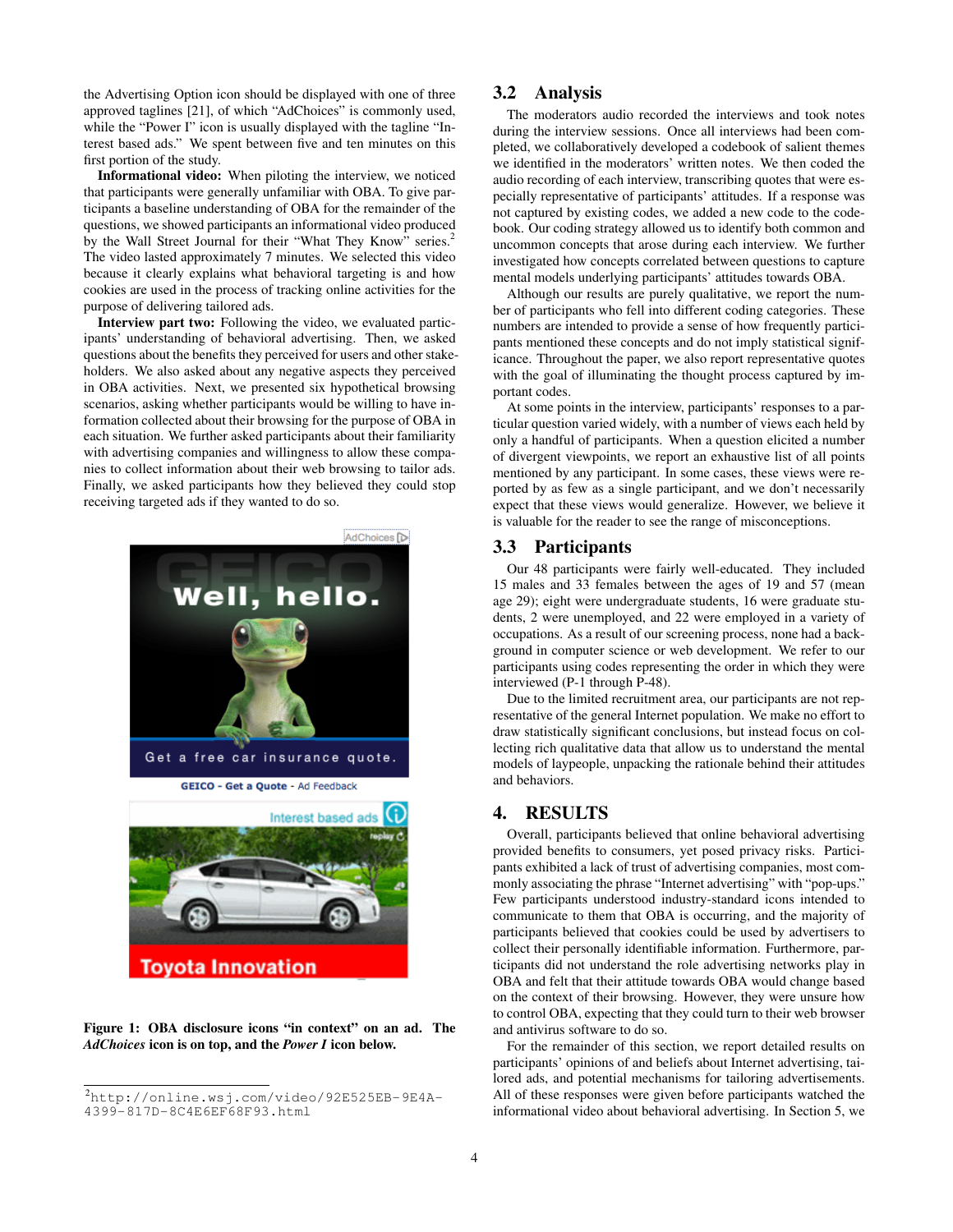the Advertising Option icon should be displayed with one of three approved taglines [21], of which "AdChoices" is commonly used, while the "Power I" icon is usually displayed with the tagline "Interest based ads." We spent between five and ten minutes on this first portion of the study.

**Informational video:** When piloting the interview, we noticed that participants were generally unfamiliar with OBA. To give participants a baseline understanding of OBA for the remainder of the questions, we showed participants an informational video produced by the Wall Street Journal for their "What They Know" series.[2] The video lasted approximately 7 minutes. We selected this video because it clearly explains what behavioral targeting is and how cookies are used in the process of tracking online activities for the purpose of delivering tailored ads.

**Interview part two:** Following the video, we evaluated participants' understanding of behavioral advertising. Then, we asked questions about the benefits they perceived for users and other stakeholders. We also asked about any negative aspects they perceived in OBA activities. Next, we presented six hypothetical browsing scenarios, asking whether participants would be willing to have information collected about their browsing for the purpose of OBA in each situation. We further asked participants about their familiarity with advertising companies and willingness to allow these companies to collect information about their web browsing to tailor ads. Finally, we asked participants how they believed they could stop receiving targeted ads if they wanted to do so.

**Figure 1: OBA disclosure icons "in context" on an ad. The *AdChoices* icon is on top, and the *Power I* icon below.**

[2] http://online.wsj.com/video/92E525EB-9E4A-4399-817D-8C4E6EF68F93.html

## 3.2 Analysis

The moderators audio recorded the interviews and took notes during the interview sessions. Once all interviews had been completed, we collaboratively developed a codebook of salient themes we identified in the moderators' written notes. We then coded the audio recording of each interview, transcribing quotes that were especially representative of participants' attitudes. If a response was not captured by existing codes, we added a new code to the codebook. Our coding strategy allowed us to identify both common and uncommon concepts that arose during each interview. We further investigated how concepts correlated between questions to capture mental models underlying participants' attitudes towards OBA.

Although our results are purely qualitative, we report the number of participants who fell into different coding categories. These numbers are intended to give a sense of how frequently participants mentioned these concepts and do not imply statistical significance. Throughout the paper, we also report representative quotes with the goal of illuminating the thought process captured by important codes.

At some points in the interview, participants' responses to a particular question varied widely, with a number of views each held by only a handful of participants. When a question elicited a number of divergent viewpoints, we report an exhaustive list of all points mentioned by any participant. In some cases, these views were reported by as few as a single participant, and we don't necessarily expect that these views would generalize. However, we believe it is valuable for the reader to see the range of misconceptions.

## 3.3 Participants

Our 48 participants were fairly well-educated. They included 15 males and 33 females between the ages of 19 and 57 (mean age 29); eight were undergraduate students, 16 were graduate students, 2 were unemployed, and 22 were employed in a variety of occupations. As a result of our screening process, none had a background in computer science or web development. We refer to our participants using codes representing the order in which they were interviewed (P-1 through P-48).

Due to the limited recruitment area, our participants are not representative of the general Internet population. We make no effort to draw statistically significant conclusions, but instead focus on collecting rich qualitative data that allow us to understand the mental models of laypeople, unpacking the rationale behind their attitudes and behaviors.

# 4. RESULTS

Overall, participants believed that online behavioral advertising provided benefits to consumers, yet posed privacy risks. Participants exhibited a lack of trust of advertising companies, most commonly associating the phrase "Internet advertising" with "pop-ups." Few participants understood industry-standard icons intended to communicate to them that OBA is occurring, and the majority of participants believed that cookies could be used by advertisers to collect their personally identifiable information. Furthermore, participants did not understand the role advertising networks play in OBA and felt that their attitude towards OBA would change based on the context of their browsing. However, they were unsure how to control OBA, expecting that they could turn to their web browser and antivirus software to do so.

For the remainder of this section, we report detailed results on participants' opinions of and beliefs about Internet advertising, tailored ads, and potential mechanisms for tailoring advertisements. All of these responses were given before participants watched the informational video about behavioral advertising. In Section 5, we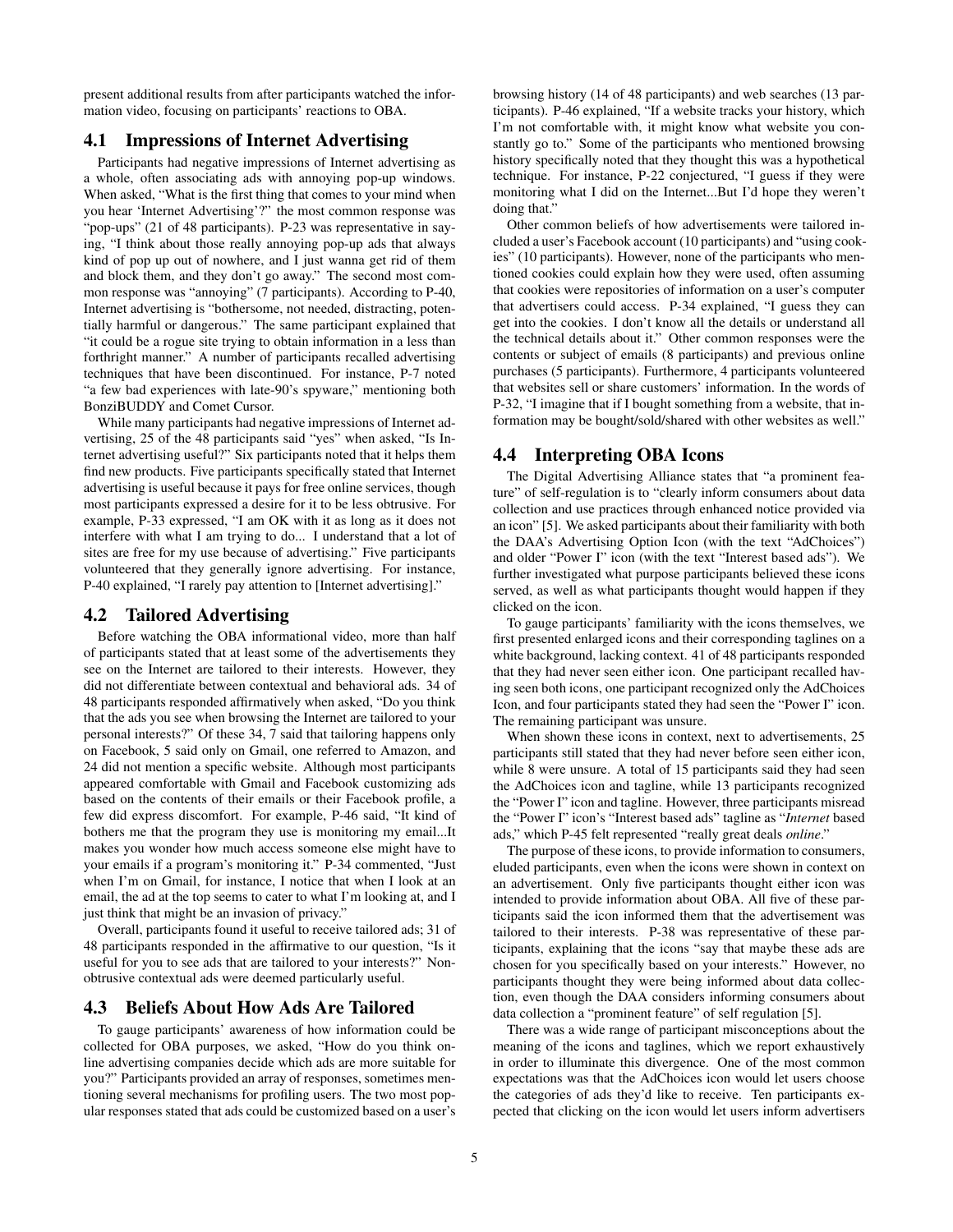present additional results from after participants watched the information video, focusing on participants' reactions to OBA.

## 4.1 Impressions of Internet Advertising

Participants had negative impressions of Internet advertising as a whole, often associating ads with annoying pop-up windows. When asked, "What is the first thing that comes to your mind when you hear 'Internet Advertising'?" the most common response was "pop-ups" (21 of 48 participants). P-23 was representative in saying, "I think about those really annoying pop-up ads that always kind of pop up out of nowhere, and I just wanna get rid of them and block them, and they don't go away." The second most common response was "annoying" (7 participants). According to P-40, Internet advertising is "bothersome, not needed, distracting, potentially harmful or dangerous." The same participant explained that "it could be a rogue site trying to obtain information in a less than forthright manner." A number of participants recalled advertising techniques that have been discontinued. For instance, P-7 noted "a few bad experiences with late-90's spyware," mentioning both BonziBUDDY and Comet Cursor.

While many participants had negative impressions of Internet advertising, 25 of the 48 participants said "yes" when asked, "Is Internet advertising useful?" Six participants noted that it helps them find new products. Five participants specifically stated that Internet advertising is useful because it pays for free online services, though most participants expressed a desire for it to be less obtrusive. For example, P-33 expressed, "I am OK with it as long as it does not interfere with what I am trying to do... I understand that a lot of sites are free for my use because of advertising." Five participants volunteered that they generally ignore advertising. For instance, P-40 explained, "I rarely pay attention to [Internet advertising]."

## 4.2 Tailored Advertising

Before watching the OBA informational video, more than half of participants stated that at least some of the advertisements they see on the Internet are tailored to their interests. However, they did not differentiate between contextual and behavioral ads. 34 of 48 participants responded affirmatively when asked, "Do you think that the ads you see when browsing the Internet are tailored to your personal interests?" Of these 34, 7 said that tailoring happens only on Facebook, 5 said only on Gmail, one referred to Amazon, and 24 did not mention a specific website. Although most participants appeared comfortable with Gmail and Facebook customizing ads based on the contents of their emails or their Facebook profile, a few did express discomfort. For example, P-46 said, "It kind of bothers me that the program they use is monitoring my email...It makes you wonder how much access someone else might have to your emails if a program's monitoring it." P-34 commented, "Just when I'm on Gmail, for instance, I notice that when I look at an email, the ad at the top seems to cater to what I'm looking at, and I just think that might be an invasion of privacy."

Overall, participants found it useful to receive tailored ads; 31 of 48 participants responded in the affirmative to our question, "Is it useful for you to see ads that are tailored to your interests?" Non-obtrusive contextual ads were deemed particularly useful.

## 4.3 Beliefs About How Ads Are Tailored

To gauge participants' awareness of how information could be collected for OBA purposes, we asked, "How do you think online advertising companies decide which ads are more suitable for you?" Participants provided an array of responses, sometimes mentioning several mechanisms for profiling users. The two most popular responses stated that ads could be customized based on a user's browsing history (14 of 48 participants) and web searches (13 participants). P-46 explained, "If a website tracks your history, which I'm not comfortable with, it might know what website you constantly go to." Some of the participants who mentioned browsing history specifically noted that they thought this was a hypothetical technique. For instance, P-22 conjectured, "I guess if they were monitoring what I did on the Internet...But I'd hope they weren't doing that."

Other common beliefs of how advertisements were tailored included a user's Facebook account (10 participants) and "using cookies" (10 participants). However, none of the participants who mentioned cookies could explain how they were used, often assuming that cookies were repositories of information on a user's computer that advertisers could access. P-34 explained, "I guess they can get into the cookies. I don't know all the details or understand all the technical details about it." Other common responses were the contents or subject of emails (8 participants) and previous online purchases (5 participants). Furthermore, 4 participants volunteered that websites sell or share customers' information. In the words of P-32, "I imagine that if I bought something from a website, that information may be bought/sold/shared with other websites as well."

## 4.4 Interpreting OBA Icons

The Digital Advertising Alliance states that "a prominent feature" of self-regulation is to "clearly inform consumers about data collection and use practices through enhanced notice provided via an icon" [5]. We asked participants about their familiarity with both the DAA's Advertising Option Icon (with the text "AdChoices") and older "Power I" icon (with the text "Interest based ads"). We further investigated what purpose participants believed these icons served, as well as what participants thought would happen if they clicked on the icon.

To gauge participants' familiarity with the icons themselves, we first presented enlarged icons and their corresponding taglines on a white background, lacking context. 41 of 48 participants responded that they had never seen either icon. One participant recalled having seen both icons, one participant recognized only the AdChoices Icon, and four participants stated they had seen the "Power I" icon. The remaining participant was unsure.

When shown these icons in context, next to advertisements, 25 participants still stated that they had never before seen either icon, while 8 were unsure. A total of 15 participants said they had seen the AdChoices icon and tagline, while 13 participants recognized the "Power I" icon and tagline. However, three participants misread the "Power I" icon's "Interest based ads" tagline as "*Internet* based ads," which P-45 felt represented "really great deals *online*."

The purpose of these icons, to provide information to consumers, eluded participants, even when the icons were shown in context on an advertisement. Only five participants thought either icon was intended to provide information about OBA. All five of these participants said the icon informed them that the advertisement was tailored to their interests. P-38 was representative of these participants, explaining that the icons "say that maybe these ads are chosen for you specifically based on your interests." However, no participants thought they were being informed about data collection, even though the DAA considers informing consumers about data collection a "prominent feature" of self regulation [5].

There was a wide range of participant misconceptions about the meaning of the icons and taglines, which we report exhaustively in order to illuminate this divergence. One of the most common expectations was that the AdChoices icon would let users choose the categories of ads they'd like to receive. Ten participants expected that clicking on the icon would let users inform advertisers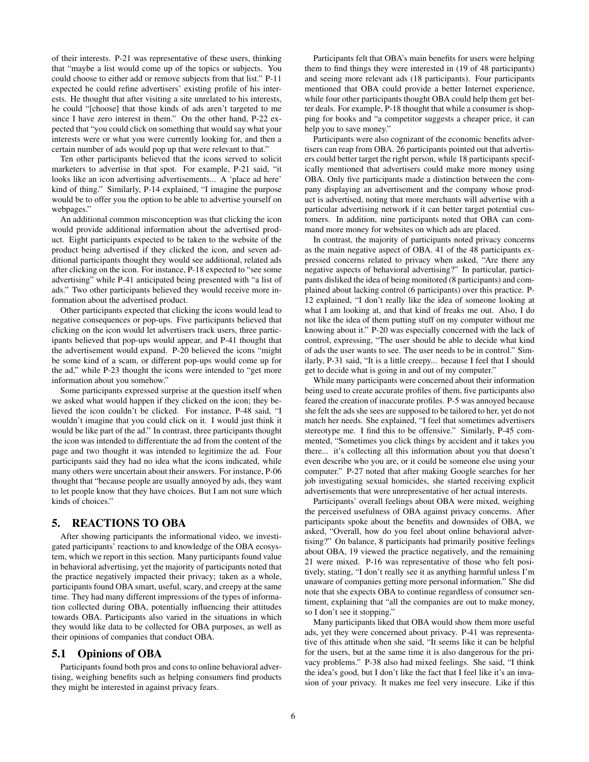of their interests. P-21 was representative of these users, thinking that "maybe a list would come up of the topics or subjects. You could choose to either add or remove subjects from that list." P-11 expected he could refine advertisers' existing profile of his interests. He thought that after visiting a site unrelated to his interests, he could "[choose] that those kinds of ads aren't targeted to me since I have zero interest in them." On the other hand, P-22 expected that "you could click on something that would say what your interests were or what you were currently looking for, and then a certain number of ads would pop up that were relevant to that."

Ten other participants believed that the icons served to solicit marketers to advertise in that spot. For example, P-21 said, "it looks like an icon advertising advertisements... A 'place ad here' kind of thing." Similarly, P-14 explained, "I imagine the purpose would be to offer you the option to be able to advertise yourself on webpages."

An additional common misconception was that clicking the icon would provide additional information about the advertised product. Eight participants expected to be taken to the website of the product being advertised if they clicked the icon, and seven additional participants thought they would see additional, related ads after clicking on the icon. For instance, P-18 expected to "see some advertising" while P-41 anticipated being presented with "a list of ads." Two other participants believed they would receive more information about the advertised product.

Other participants expected that clicking the icons would lead to negative consequences or pop-ups. Five participants believed that clicking on the icon would let advertisers track users, three participants believed that pop-ups would appear, and P-41 thought that the advertisement would expand. P-20 believed the icons "might be some kind of a scam, or different pop-ups would come up for the ad," while P-23 thought the icons were intended to "get more information about you somehow."

Some participants expressed surprise at the question itself when we asked what would happen if they clicked on the icon; they believed the icon couldn't be clicked. For instance, P-48 said, "I wouldn't imagine that you could click on it. I would just think it would be like part of the ad." In contrast, three participants thought the icon was intended to differentiate the ad from the content of the page and two thought it was intended to legitimize the ad. Four participants said they had no idea what the icons indicated, while many others were uncertain about their answers. For instance, P-06 thought that "because people are usually annoyed by ads, they want to let people know that they have choices. But I am not sure which kinds of choices."

# 5. REACTIONS TO OBA

After showing participants the informational video, we investigated participants' reactions to and knowledge of the OBA ecosystem, which we report in this section. Many participants found value in behavioral advertising, yet the majority of participants noted that the practice negatively impacted their privacy; taken as a whole, participants found OBA smart, useful, scary, and creepy at the same time. They had many different impressions of the types of information collected during OBA, potentially influencing their attitudes towards OBA. Participants also varied in the situations in which they would like data to be collected for OBA purposes, as well as their opinions of companies that conduct OBA.

## 5.1 Opinions of OBA

Participants found both pros and cons to online behavioral advertising, weighing benefits such as helping consumers find products they might be interested in against privacy fears.

Participants felt that OBA's main benefits for users were helping them to find things they were interested in (19 of 48 participants) and seeing more relevant ads (18 participants). Four participants mentioned that OBA could provide a better Internet experience, while four other participants thought OBA could help them get better deals. For example, P-18 thought that while a consumer is shopping for books and "a competitor suggests a cheaper price, it can help you to save money."

Participants were also cognizant of the economic benefits advertisers can reap from OBA. 26 participants pointed out that advertisers could better target the right person, while 18 participants specifically mentioned that advertisers could make more money using OBA. Only five participants made a distinction between the company displaying an advertisement and the company whose product is advertised, noting that more merchants will advertise with a particular advertising network if it can better target potential customers. In addition, nine participants noted that OBA can command more money for websites on which ads are placed.

In contrast, the majority of participants noted privacy concerns as the main negative aspect of OBA. 41 of the 48 participants expressed concerns related to privacy when asked, "Are there any negative aspects of behavioral advertising?" In particular, participants disliked the idea of being monitored (8 participants) and complained about lacking control (6 participants) over this practice. P-12 explained, "I don't really like the idea of someone looking at what I am looking at, and that kind of freaks me out. Also, I do not like the idea of them putting stuff on my computer without me knowing about it." P-20 was especially concerned with the lack of control, expressing, "The user should be able to decide what kind of ads the user wants to see. The user needs to be in control." Similarly, P-31 said, "It is a little creepy... because I feel that I should get to decide what is going in and out of my computer."

While many participants were concerned about their information being used to create accurate profiles of them, five participants also feared the creation of inaccurate profiles. P-5 was annoyed because she felt the ads she sees are supposed to be tailored to her, yet do not match her needs. She explained, "I feel that sometimes advertisers stereotype me. I find this to be offensive." Similarly, P-45 commented, "Sometimes you click things by accident and it takes you there... it's collecting all this information about you that doesn't even describe who you are, or it could be someone else using your computer." P-27 noted that after making Google searches for her job investigating sexual homicides, she started receiving explicit advertisements that were unrepresentative of her actual interests.

Participants' overall feelings about OBA were mixed, weighing the perceived usefulness of OBA against privacy concerns. After participants spoke about the benefits and downsides of OBA, we asked, "Overall, how do you feel about online behavioral advertising?" On balance, 8 participants had primarily positive feelings about OBA, 19 viewed the practice negatively, and the remaining 21 were mixed. P-16 was representative of those who felt positively, stating, "I don't really see it as anything harmful unless I'm unaware of companies getting more personal information." She did note that she expects OBA to continue regardless of consumer sentiment, explaining that "all the companies are out to make money, so I don't see it stopping."

Many participants liked that OBA would show them more useful ads, yet they were concerned about privacy. P-41 was representative of this attitude when she said, "It seems like it can be helpful for the users, but at the same time it is also dangerous for the privacy problems." P-38 also had mixed feelings. She said, "I think the idea's good, but I don't like the fact that I feel like it's an invasion of your privacy. It makes me feel very insecure. Like if this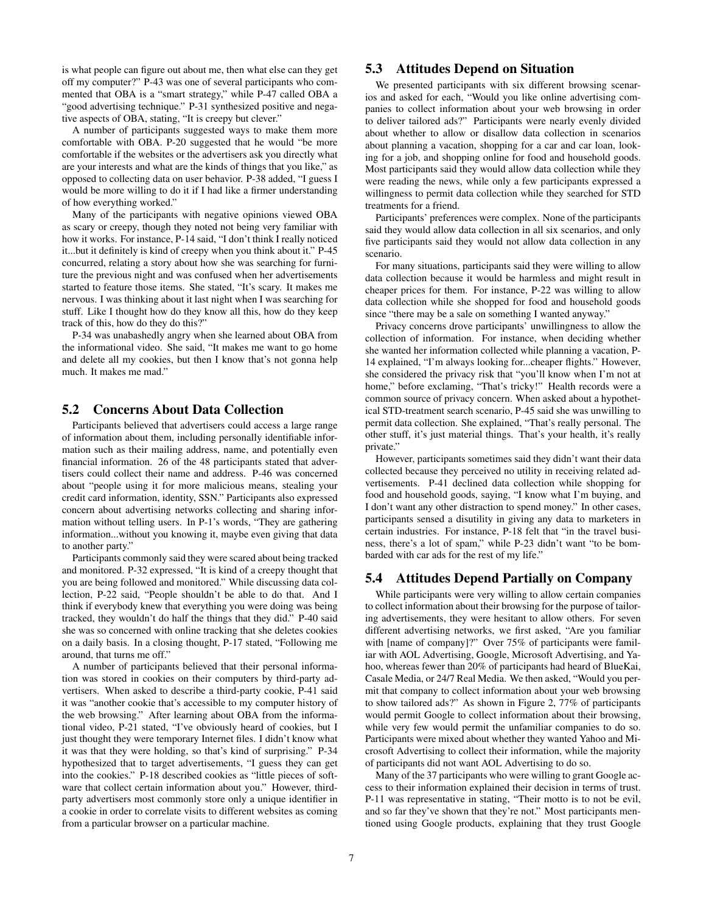is what people can figure out about me, then what else can they get off my computer?" P-43 was one of several participants who commented that OBA is a "smart strategy," while P-47 called OBA a "good advertising technique." P-31 synthesized positive and negative aspects of OBA, stating, "It is creepy but clever."

A number of participants suggested ways to make them more comfortable with OBA. P-20 suggested that he would "be more comfortable if the websites or the advertisers ask you directly what are your interests and what are the kinds of things that you like," as opposed to collecting data on user behavior. P-38 added, "I guess I would be more willing to do it if I had like a firmer understanding of how everything worked."

Many of the participants with negative opinions viewed OBA as scary or creepy, though they noted not being very familiar with how it works. For instance, P-14 said, "I don't think I really noticed it...but it definitely is kind of creepy when you think about it." P-45 concurred, relating a story about how she was searching for furniture the previous night and was confused when her advertisements started to feature those items. She stated, "It's scary. It makes me nervous. I was thinking about it last night when I was searching for stuff. Like I thought how do they know all this, how do they keep track of this, how do they do this?"

P-34 was unabashedly angry when she learned about OBA from the informational video. She said, "It makes me want to go home and delete all my cookies, but then I know that's not gonna help much. It makes me mad."

## 5.2 Concerns About Data Collection

Participants believed that advertisers could access a large range of information about them, including personally identifiable information such as their mailing address, name, and potentially even financial information. 26 of the 48 participants stated that advertisers could collect their name and address. P-46 was concerned about "people using it for more malicious means, stealing your credit card information, identity, SSN." Participants also expressed concern about advertising networks collecting and sharing information without telling users. In P-1's words, "They are gathering information...without you knowing it, maybe even giving that data to another party."

Participants commonly said they were scared about being tracked and monitored. P-32 expressed, "It is kind of a creepy thought that you are being followed and monitored." While discussing data collection, P-22 said, "People shouldn't be able to do that. And I think if everybody knew that everything you were doing was being tracked, they wouldn't do half the things that they did." P-40 said she was so concerned with online tracking that she deletes cookies on a daily basis. In a closing thought, P-17 stated, "Following me around, that turns me off."

A number of participants believed that their personal information was stored in cookies on their computers by third-party advertisers. When asked to describe a third-party cookie, P-41 said it was "another cookie that's accessible to my computer history of the web browsing." After learning about OBA from the informational video, P-21 stated, "I've obviously heard of cookies, but I just thought they were temporary Internet files. I didn't know what it was that they were holding, so that's kind of surprising." P-34 hypothesized that to target advertisements, "I guess they can get into the cookies." P-18 described cookies as "little pieces of software that collect certain information about you." However, third-party advertisers most commonly store only a unique identifier in a cookie in order to correlate visits to different websites as coming from a particular browser on a particular machine.

## 5.3 Attitudes Depend on Situation

We presented participants with six different browsing scenarios and asked for each, "Would you like online advertising companies to collect information about your web browsing in order to deliver tailored ads?" Participants were nearly evenly divided about whether to allow or disallow data collection in scenarios about planning a vacation, shopping for a car and car loan, looking for a job, and shopping online for food and household goods. Most participants said they would allow data collection while they were reading the news, while only a few participants expressed a willingness to permit data collection while they searched for STD treatments for a friend.

Participants' preferences were complex. None of the participants said they would allow data collection in all six scenarios, and only five participants said they would not allow data collection in any scenario.

For many situations, participants said they were willing to allow data collection because it would be harmless and might result in cheaper prices for them. For instance, P-22 was willing to allow data collection while she shopped for food and household goods since "there may be a sale on something I wanted anyway."

Privacy concerns drove participants' unwillingness to allow the collection of information. For instance, when deciding whether she wanted her information collected while planning a vacation, P-14 explained, "I'm always looking for...cheaper flights." However, she considered the privacy risk that "you'll know when I'm not at home," before exclaming, "That's tricky!" Health records were a common source of privacy concern. When asked about a hypothetical STD-treatment search scenario, P-45 said she was unwilling to permit data collection. She explained, "That's really personal. The other stuff, it's just material things. That's your health, it's really private."

However, participants sometimes said they didn't want their data collected because they perceived no utility in receiving related advertisements. P-41 declined data collection while shopping for food and household goods, saying, "I know what I'm buying, and I don't want any other distraction to spend money." In other cases, participants sensed a disutility in giving any data to marketers in certain industries. For instance, P-18 felt that "in the travel business, there's a lot of spam," while P-23 didn't want "to be bombarded with car ads for the rest of my life."

## 5.4 Attitudes Depend Partially on Company

While participants were very willing to allow certain companies to collect information about their browsing for the purpose of tailoring advertisements, they were hesitant to allow others. For seven different advertising networks, we first asked, "Are you familiar with [name of company]?" Over 75% of participants were familiar with AOL Advertising, Google, Microsoft Advertising, and Yahoo, whereas fewer than 20% of participants had heard of BlueKai, Casale Media, or 24/7 Real Media. We then asked, "Would you permit that company to collect information about your web browsing to show tailored ads?" As shown in Figure 2, 77% of participants would permit Google to collect information about their browsing, while very few would permit the unfamiliar companies to do so. Participants were mixed about whether they wanted Yahoo and Microsoft Advertising to collect their information, while the majority of participants did not want AOL Advertising to do so.

Many of the 37 participants who were willing to grant Google access to their information explained their decision in terms of trust. P-11 was representative in stating, "Their motto is to not be evil, and so far they've shown that they're not." Most participants mentioned using Google products, explaining that they trust Google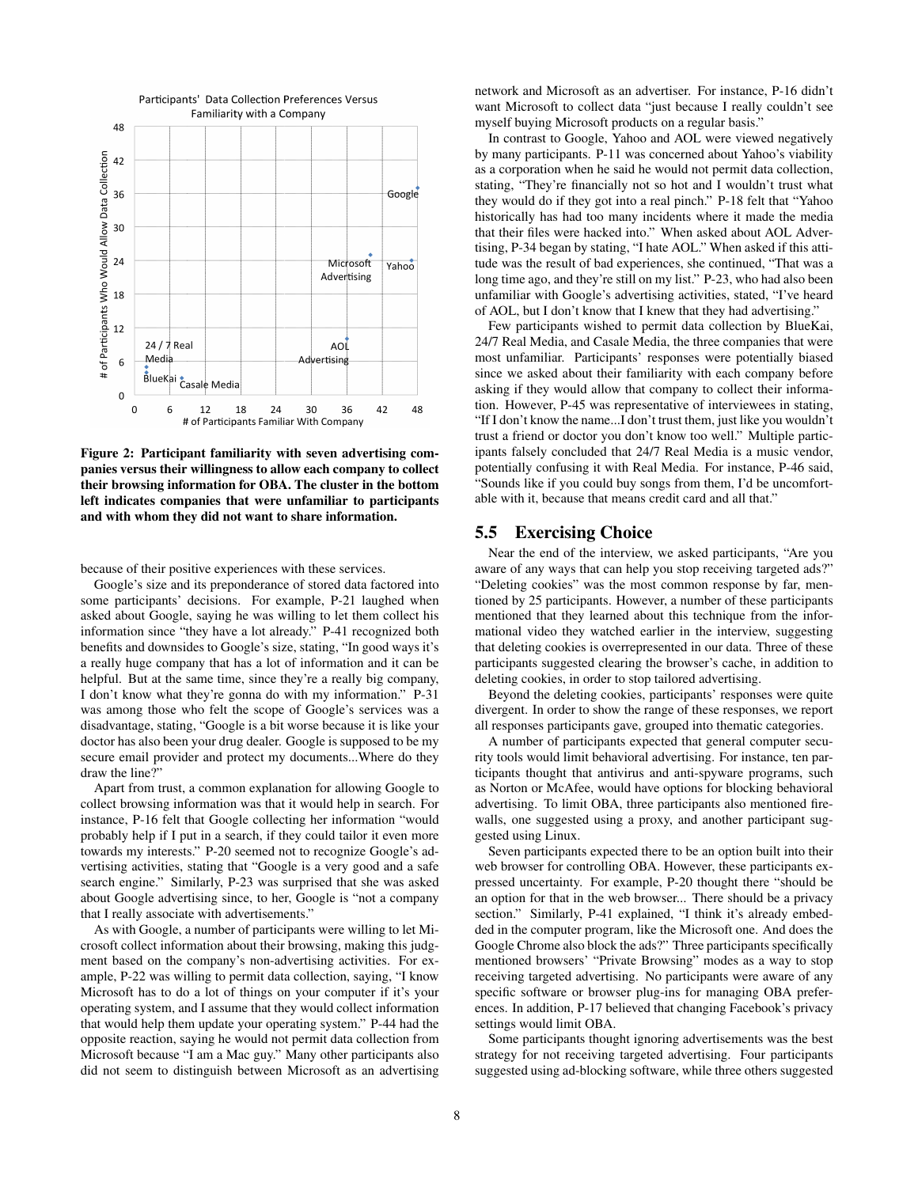Participants' Data Collection Preferences Versus Familiarity with a Company

# of Participants Who Would Allow Data Collection

48
42
36
30
24
18
12
6
0

0 6 12 18 24 30 36 42 48

# of Participants Familiar With Company

Google
Microsoft Advertising
Yahoo
24 / 7 Real Media
AOL Advertising
BlueKai
Casale Media

**Figure 2: Participant familiarity with seven advertising companies versus their willingness to allow each company to collect their browsing information for OBA. The cluster in the bottom left indicates companies that were unfamiliar to participants and with whom they did not want to share information.**

because of their positive experiences with these services.

Google's size and its preponderance of stored data factored into some participants' decisions. For example, P-21 laughed when asked about Google, saying he was willing to let them collect his information since "they have a lot already." P-41 recognized both benefits and downsides to Google's size, stating, "In good ways it's a really huge company that has a lot of information and it can be helpful. But at the same time, since they're a really big company, I don't know what they're gonna do with my information." P-31 was among those who felt the scope of Google's services was a disadvantage, stating, "Google is a bit worse because it is like your doctor has also been your drug dealer. Google is supposed to be my secure email provider and protect my documents...Where do they draw the line?"

Apart from trust, a common explanation for allowing Google to collect browsing information was that it would help in search. For instance, P-16 felt that Google collecting her information "would probably help if I put in a search, if they could tailor it even more towards my interests." P-20 seemed not to recognize Google's advertising activities, stating that "Google is a very good and a safe search engine." Similarly, P-23 was surprised that she was asked about Google advertising since, to her, Google is "not a company that I really associate with advertisements."

As with Google, a number of participants were willing to let Microsoft collect information about their browsing, making this judgment based on the company's non-advertising activities. For example, P-22 was willing to permit data collection, saying, "I know Microsoft has to do a lot of things on your computer if it's your operating system, and I assume that they would collect information that would help them update your operating system." P-44 had the opposite reaction, saying he would not permit data collection from Microsoft because "I am a Mac guy." Many other participants also did not seem to distinguish between Microsoft as an advertising network and Microsoft as an advertiser. For instance, P-16 didn't want Microsoft to collect data "just because I really couldn't see myself buying Microsoft products on a regular basis."

In contrast to Google, Yahoo and AOL were viewed negatively by many participants. P-11 was concerned about Yahoo's viability as a corporation when he said he would not permit data collection, stating, "They're financially not so hot and I wouldn't trust what they would do if they got into a real pinch." P-18 felt that "Yahoo historically has had too many incidents where it made the media that their files were hacked into." When asked about AOL Advertising, P-34 began by stating, "I hate AOL." When asked if this attitude was the result of bad experiences, she continued, "That was a long time ago, and they're still on my list." P-23, who had also been unfamiliar with Google's advertising activities, stated, "I've heard of AOL, but I don't know that I knew that they had advertising."

Few participants wished to permit data collection by BlueKai, 24/7 Real Media, and Casale Media, the three companies that were most unfamiliar. Participants' responses were potentially biased since we asked about their familiarity with each company before asking if they would allow that company to collect their information. However, P-45 was representative of interviewees in stating, "If I don't know the name...I don't trust them, just like you wouldn't trust a friend or doctor you don't know too well." Multiple participants falsely concluded that 24/7 Real Media is a music vendor, potentially confusing it with Real Media. For instance, P-46 said, "Sounds like if you could buy songs from them, I'd be uncomfortable with it, because that means credit card and all that."

## 5.5 Exercising Choice

Near the end of the interview, we asked participants, "Are you aware of any ways that can help you stop receiving targeted ads?" "Deleting cookies" was the most common response by far, mentioned by 25 participants. However, a number of these participants mentioned that they learned about this technique from the informational video they watched earlier in the interview, suggesting that deleting cookies is overrepresented in our data. Three of these participants suggested clearing the browser's cache, in addition to deleting cookies, in order to stop tailored advertising.

Beyond the deleting cookies, participants' responses were quite divergent. In order to show the range of these responses, we report all responses participants gave, grouped into thematic categories.

A number of participants expected that general computer security tools would limit behavioral advertising. For instance, ten participants thought that antivirus and anti-spyware programs, such as Norton or McAfee, would have options for blocking behavioral advertising. To limit OBA, three participants also mentioned firewalls, one suggested using a proxy, and another participant suggested using Linux.

Seven participants expected there to be an option built into their web browser for controlling OBA. However, these participants expressed uncertainty. For example, P-20 thought there "should be an option for that in the web browser... There should be a privacy section." Similarly, P-41 explained, "I think it's already embedded in the computer program, like the Microsoft one. And does the Google Chrome also block the ads?" Three participants specifically mentioned browsers' "Private Browsing" modes as a way to stop receiving targeted advertising. No participants were aware of any specific software or browser plug-ins for managing OBA preferences. In addition, P-17 believed that changing Facebook's privacy settings would limit OBA.

Some participants thought ignoring advertisements was the best strategy for not receiving targeted advertising. Four participants suggested using ad-blocking software, while three others suggested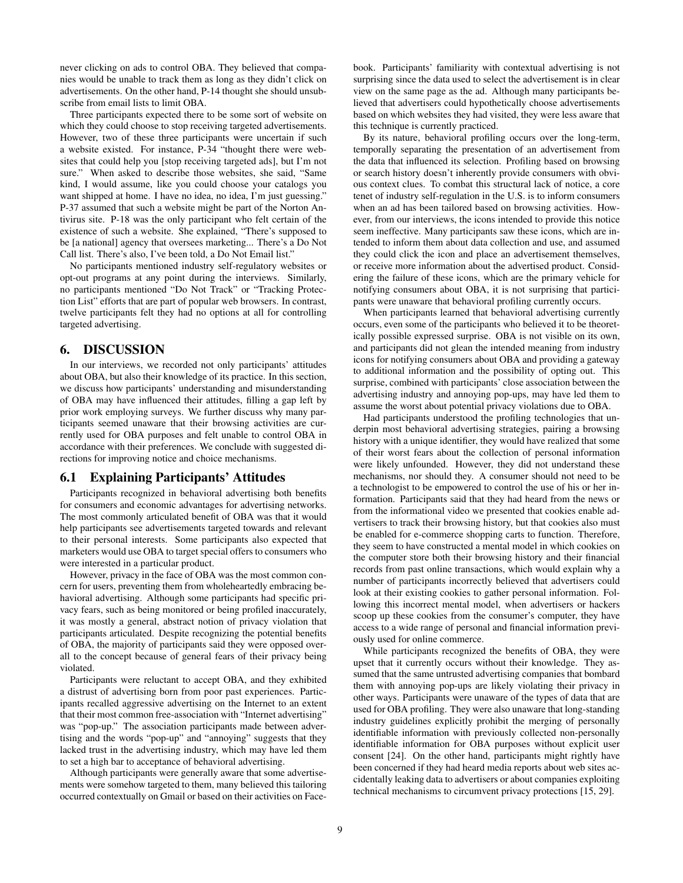never clicking on ads to control OBA. They believed that companies would be unable to track them as long as they didn't click on advertisements. On the other hand, P-14 thought she should unsubscribe from email lists to limit OBA.

Three participants expected there to be some sort of website on which they could choose to stop receiving targeted advertisements. However, two of these three participants were uncertain if such a website existed. For instance, P-34 "thought there were websites that could help you [stop receiving targeted ads], but I'm not sure." When asked to describe those websites, she said, "Same kind, I would assume, like you could choose your catalogs you want shipped at home. I have no idea, no idea, I'm just guessing." P-37 assumed that such a website might be part of the Norton Antivirus site. P-18 was the only participant who felt certain of the existence of such a website. She explained, "There's supposed to be [a national] agency that oversees marketing... There's a Do Not Call list. There's also, I've been told, a Do Not Email list."

No participants mentioned industry self-regulatory websites or opt-out programs at any point during the interviews. Similarly, no participants mentioned "Do Not Track" or "Tracking Protection List" efforts that are part of popular web browsers. In contrast, twelve participants felt they had no options at all for controlling targeted advertising.

## 6. DISCUSSION

In our interviews, we recorded not only participants' attitudes about OBA, but also their knowledge of its practice. In this section, we discuss how participants' understanding and misunderstanding of OBA may have influenced their attitudes, filling a gap left by prior work employing surveys. We further discuss why many participants seemed unaware that their browsing activities are currently used for OBA purposes and felt unable to control OBA in accordance with their preferences. We conclude with suggested directions for improving notice and choice mechanisms.

### 6.1 Explaining Participants' Attitudes

Participants recognized in behavioral advertising both benefits for consumers and economic advantages for advertising networks. The most commonly articulated benefit of OBA was that it would help participants see advertisements targeted towards and relevant to their personal interests. Some participants also expected that marketers would use OBA to target special offers to consumers who were interested in a particular product.

However, privacy in the face of OBA was the most common concern for users, preventing them from wholeheartedly embracing behavioral advertising. Although some participants had specific privacy fears, such as being monitored or being profiled inaccurately, it was mostly a general, abstract notion of privacy violation that participants articulated. Despite recognizing the potential benefits of OBA, the majority of participants said they were opposed overall to the concept because of general fears of their privacy being violated.

Participants were reluctant to accept OBA, and they exhibited a distrust of advertising born from poor past experiences. Participants recalled aggressive advertising on the Internet to an extent that their most common free-association with "Internet advertising" was "pop-up." The association participants made between advertising and the words "pop-up" and "annoying" suggests that they lacked trust in the advertising industry, which may have led them to set a high bar to acceptance of behavioral advertising.

Although participants were generally aware that some advertisements were somehow targeted to them, many believed this tailoring occurred contextually on Gmail or based on their activities on Facebook. Participants' familiarity with contextual advertising is not surprising since the data used to select the advertisement is in clear view on the same page as the ad. Although many participants believed that advertisers could hypothetically choose advertisements based on which websites they had visited, they were less aware that this technique is currently practiced.

By its nature, behavioral profiling occurs over the long-term, temporally separating the presentation of an advertisement from the data that influenced its selection. Profiling based on browsing or search history doesn't inherently provide consumers with obvious context clues. To combat this structural lack of notice, a core tenet of industry self-regulation in the U.S. is to inform consumers when an ad has been tailored based on browsing activities. However, from our interviews, the icons intended to provide this notice seem ineffective. Many participants saw these icons, which are intended to inform them about data collection and use, and assumed they could click the icon and place an advertisement themselves, or receive more information about the advertised product. Considering the failure of these icons, which are the primary vehicle for notifying consumers about OBA, it is not surprising that participants were unaware that behavioral profiling currently occurs.

When participants learned that behavioral advertising currently occurs, even some of the participants who believed it to be theoretically possible expressed surprise. OBA is not visible on its own, and participants did not glean the intended meaning from industry icons for notifying consumers about OBA and providing a gateway to additional information and the possibility of opting out. This surprise, combined with participants' close association between the advertising industry and annoying pop-ups, may have led them to assume the worst about potential privacy violations due to OBA.

Had participants understood the profiling technologies that underpin most behavioral advertising strategies, pairing a browsing history with a unique identifier, they would have realized that some of their worst fears about the collection of personal information were likely unfounded. However, they did not understand these mechanisms, nor should they. A consumer should not need to be a technologist to be empowered to control the use of his or her information. Participants said that they had heard from the news or from the informational video we presented that cookies enable advertisers to track their browsing history, but that cookies also must be enabled for e-commerce shopping carts to function. Therefore, they seem to have constructed a mental model in which cookies on the computer store both their browsing history and their financial records from past online transactions, which would explain why a number of participants incorrectly believed that advertisers could look at their existing cookies to gather personal information. Following this incorrect mental model, when advertisers or hackers scoop up these cookies from the consumer's computer, they have access to a wide range of personal and financial information previously used for online commerce.

While participants recognized the benefits of OBA, they were upset that it currently occurs without their knowledge. They assumed that the same untrusted advertising companies that bombard them with annoying pop-ups are likely violating their privacy in other ways. Participants were unaware of the types of data that are used for OBA profiling. They were also unaware that long-standing industry guidelines explicitly prohibit the merging of personally identifiable information with previously collected non-personally identifiable information for OBA purposes without explicit user consent [24]. On the other hand, participants might rightly have been concerned if they had heard media reports about web sites accidentally leaking data to advertisers or about companies exploiting technical mechanisms to circumvent privacy protections [15, 29].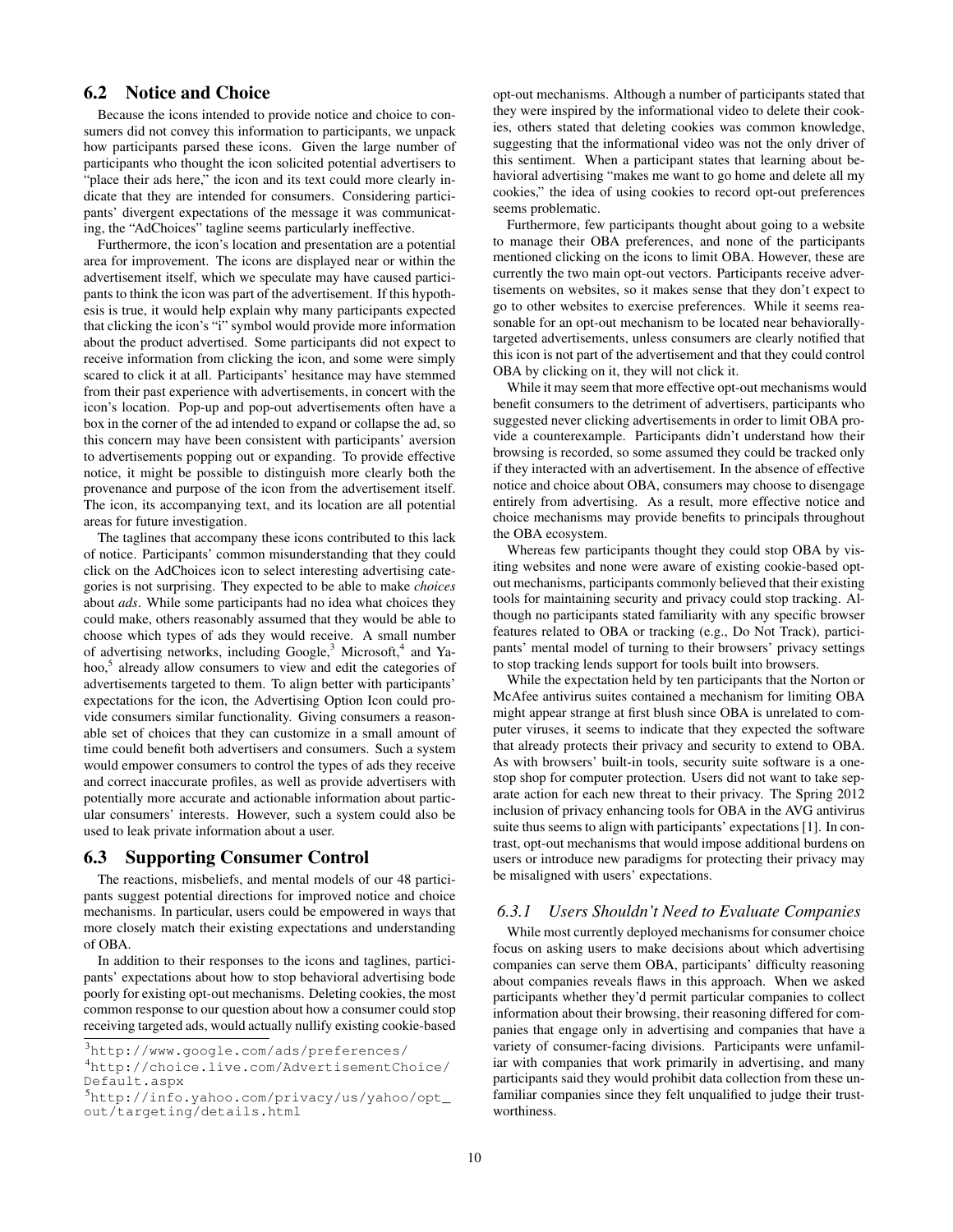## 6.2 Notice and Choice

Because the icons intended to provide notice and choice to consumers did not convey this information to participants, we unpack how participants parsed these icons. Given the large number of participants who thought the icon solicited potential advertisers to "place their ads here," the icon and its text could more clearly indicate that they are intended for consumers. Considering participants' divergent expectations of the message it was communicating, the "AdChoices" tagline seems particularly ineffective.

Furthermore, the icon's location and presentation are a potential area for improvement. The icons are displayed near or within the advertisement itself, which we speculate may have caused participants to think the icon was part of the advertisement. If this hypothesis is true, it would help explain why many participants expected that clicking the icon's "i" symbol would provide more information about the product advertised. Some participants did not expect to receive information from clicking the icon, and some were simply scared to click it at all. Participants' hesitance may have stemmed from their past experience with advertisements, in concert with the icon's location. Pop-up and pop-out advertisements often have a box in the corner of the ad intended to expand or collapse the ad, so this concern may have been consistent with participants' aversion to advertisements popping out or expanding. To provide effective notice, it might be possible to distinguish more clearly both the provenance and purpose of the icon from the advertisement itself. The icon, its accompanying text, and its location are all potential areas for future investigation.

The taglines that accompany these icons contributed to this lack of notice. Participants' common misunderstanding that they could click on the AdChoices icon to select interesting advertising categories is not surprising. They expected to be able to make *choices* about *ads*. While some participants had no idea what choices they could make, others reasonably assumed that they would be able to choose which types of ads they would receive. A small number of advertising networks, including Google,[3] Microsoft,[4] and Yahoo,[5] already allow consumers to view and edit the categories of advertisements targeted to them. To align better with participants' expectations for the icon, the Advertising Option Icon could provide consumers similar functionality. Giving consumers a reasonable set of choices that they can customize in a small amount of time could benefit both advertisers and consumers. Such a system would empower consumers to control the types of ads they receive and correct inaccurate profiles, as well as provide advertisers with potentially more accurate and actionable information about particular consumers' interests. However, such a system could also be used to leak private information about a user.

## 6.3 Supporting Consumer Control

The reactions, misbeliefs, and mental models of our 48 participants suggest potential directions for improved notice and choice mechanisms. In particular, users could be empowered in ways that more closely match their existing expectations and understanding of OBA.

In addition to their responses to the icons and taglines, participants' expectations about how to stop behavioral advertising bode poorly for existing opt-out mechanisms. Deleting cookies, the most common response to our question about how a consumer could stop receiving targeted ads, would actually nullify existing cookie-based opt-out mechanisms. Although a number of participants stated that they were inspired by the informational video to delete their cookies, others stated that deleting cookies was common knowledge, suggesting that the informational video was not the only driver of this sentiment. When a participant states that learning about behavioral advertising "makes me want to go home and delete all my cookies," the idea of using cookies to record opt-out preferences seems problematic.

Furthermore, few participants thought about going to a website to manage their OBA preferences, and none of the participants mentioned clicking on the icons to limit OBA. However, these are currently the two main opt-out vectors. Participants receive advertisements on websites, so it makes sense that they don't expect to go to other websites to exercise preferences. While it seems reasonable for an opt-out mechanism to be located near behaviorally-targeted advertisements, unless consumers are clearly notified that this icon is not part of the advertisement and that they could control OBA by clicking on it, they will not click it.

While it may seem that more effective opt-out mechanisms would benefit consumers to the detriment of advertisers, participants who suggested never clicking advertisements in order to limit OBA provide a counterexample. Participants didn't understand how their browsing is recorded, so some assumed they could be tracked only if they interacted with an advertisement. In the absence of effective notice and choice about OBA, consumers may choose to disengage entirely from advertising. As a result, more effective notice and choice mechanisms may provide benefits to principals throughout the OBA ecosystem.

Whereas few participants thought they could stop OBA by visiting websites and none were aware of existing cookie-based opt-out mechanisms, participants commonly believed that their existing tools for maintaining security and privacy could stop tracking. Although no participants stated familiarity with any specific browser features related to OBA or tracking (e.g., Do Not Track), participants' mental model of turning to their browsers' privacy settings to stop tracking lends support for tools built into browsers.

While the expectation held by ten participants that the Norton or McAfee antivirus suites contained a mechanism for limiting OBA might appear strange at first blush since OBA is unrelated to computer viruses, it seems to indicate that they expected the software that already protects their privacy and security to extend to OBA. As with browsers' built-in tools, security suite software is a one-stop shop for computer protection. Users did not want to take separate action for each new threat to their privacy. The Spring 2012 inclusion of privacy enhancing tools for OBA in the AVG antivirus suite thus seems to align with participants' expectations [1]. In contrast, opt-out mechanisms that would impose additional burdens on users or introduce new paradigms for protecting their privacy may be misaligned with users' expectations.

### 6.3.1 Users Shouldn't Need to Evaluate Companies

While most currently deployed mechanisms for consumer choice focus on asking users to make decisions about which advertising companies can serve them OBA, participants' difficulty reasoning about companies reveals flaws in this approach. When we asked participants whether they'd permit particular companies to collect information about their browsing, their reasoning differed for companies that engage only in advertising and companies that have a variety of consumer-facing divisions. Participants were unfamiliar with companies that work primarily in advertising, and many participants said they would prohibit data collection from these unfamiliar companies since they felt unqualified to judge their trustworthiness.

[3] http://www.google.com/ads/preferences/

[4] http://choice.live.com/AdvertisementChoice/Default.aspx

[5] http://info.yahoo.com/privacy/us/yahoo/opt_out/targeting/details.html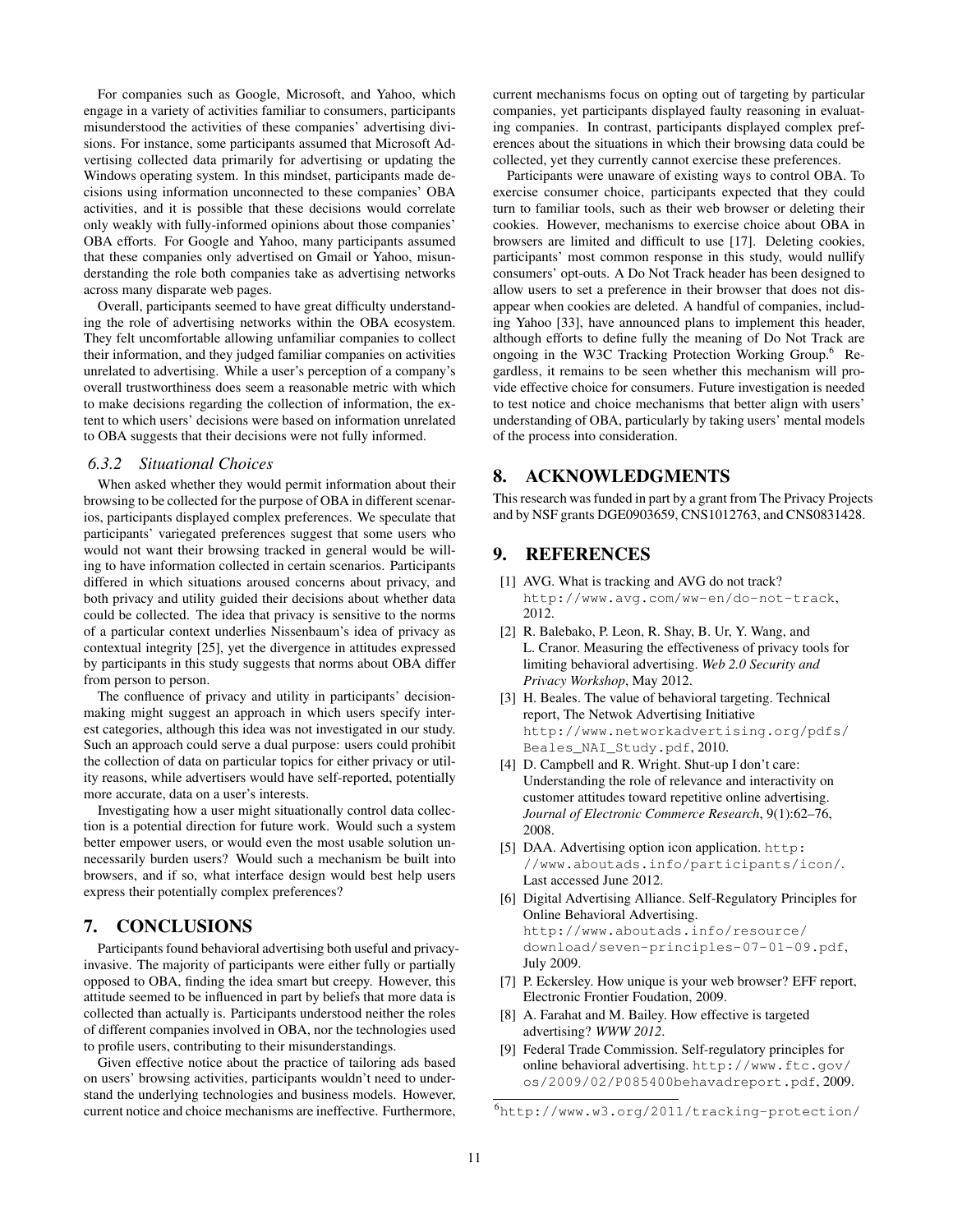For companies such as Google, Microsoft, and Yahoo, which engage in a variety of activities familiar to consumers, participants misunderstood the activities of these companies' advertising divisions. For instance, some participants assumed that Microsoft Advertising collected data primarily for advertising or updating the Windows operating system. In this mindset, participants made decisions using information unconnected to these companies' OBA activities, and it is possible that these decisions would correlate only weakly with fully-informed opinions about those companies' OBA efforts. For Google and Yahoo, many participants assumed that these companies only advertised on Gmail or Yahoo, misunderstanding the role both companies take as advertising networks across many disparate web pages.

Overall, participants seemed to have great difficulty understanding the role of advertising networks within the OBA ecosystem. They felt uncomfortable allowing unfamiliar companies to collect their information, and they judged familiar companies on activities unrelated to advertising. While a user's perception of a company's overall trustworthiness does seem a reasonable metric with which to make decisions regarding the collection of information, the extent to which users' decisions were based on information unrelated to OBA suggests that their decisions were not fully informed.

### 6.3.2 Situational Choices

When asked whether they would permit information about their browsing to be collected for the purpose of OBA in different scenarios, participants displayed complex preferences. We speculate that participants' variegated preferences suggest that some users who would not want their browsing tracked in general would be willing to have information collected in certain scenarios. Participants differed in which situations aroused concerns about privacy, and both privacy and utility guided their decisions about whether data could be collected. The idea that privacy is sensitive to the norms of a particular context underlies Nissenbaum's idea of privacy as contextual integrity [25], yet the divergence in attitudes expressed by participants in this study suggests that norms about OBA differ from person to person.

The confluence of privacy and utility in participants' decision-making might suggest an approach in which users specify interest categories, although this idea was not investigated in our study. Such an approach could serve a dual purpose: users could prohibit the collection of data on particular topics for either privacy or utility reasons, while advertisers would have self-reported, potentially more accurate, data on a user's interests.

Investigating how a user might situationally control data collection is a potential direction for future work. Would such a system better empower users, or would even the most usable solution unnecessarily burden users? Would such a mechanism be built into browsers, and if so, what interface design would best help users express their potentially complex preferences?

## 7. CONCLUSIONS

Participants found behavioral advertising both useful and privacy-invasive. The majority of participants were either fully or partially opposed to OBA, finding the idea smart but creepy. However, this attitude seemed to be influenced in part by beliefs that more data is collected than actually is. Participants understood neither the roles of different companies involved in OBA, nor the technologies used to profile users, contributing to their misunderstandings.

Given effective notice about the practice of tailoring ads based on users' browsing activities, participants wouldn't need to understand the underlying technologies and business models. However, current notice and choice mechanisms are ineffective. Furthermore, current mechanisms focus on opting out of targeting by particular companies, yet participants displayed faulty reasoning in evaluating companies. In contrast, participants displayed complex preferences about the situations in which their browsing data could be collected, yet they currently cannot exercise these preferences.

Participants were unaware of existing ways to control OBA. To exercise consumer choice, participants expected that they could turn to familiar tools, such as their web browser or deleting their cookies. However, mechanisms to exercise choice about OBA in browsers are limited and difficult to use [17]. Deleting cookies, participants' most common response in this study, would nullify consumers' opt-outs. A Do Not Track header has been designed to allow users to set a preference in their browser that does not disappear when cookies are deleted. A handful of companies, including Yahoo [33], have announced plans to implement this header, although efforts to define fully the meaning of Do Not Track are ongoing in the W3C Tracking Protection Working Group.[6] Regardless, it remains to be seen whether this mechanism will provide effective choice for consumers. Future investigation is needed to test notice and choice mechanisms that better align with users' understanding of OBA, particularly by taking users' mental models of the process into consideration.

## 8. ACKNOWLEDGMENTS

This research was funded in part by a grant from The Privacy Projects and by NSF grants DGE0903659, CNS1012763, and CNS0831428.

## 9. REFERENCES

[1] AVG. What is tracking and AVG do not track? http://www.avg.com/ww-en/do-not-track, 2012.

[2] R. Balebako, P. Leon, R. Shay, B. Ur, Y. Wang, and L. Cranor. Measuring the effectiveness of privacy tools for limiting behavioral advertising. *Web 2.0 Security and Privacy Workshop*, May 2012.

[3] H. Beales. The value of behavioral targeting. Technical report, The Netwok Advertising Initiative http://www.networkadvertising.org/pdfs/Beales_NAI_Study.pdf, 2010.

[4] D. Campbell and R. Wright. Shut-up I don't care: Understanding the role of relevance and interactivity on customer attitudes toward repetitive online advertising. *Journal of Electronic Commerce Research*, 9(1):62–76, 2008.

[5] DAA. Advertising option icon application. http://www.aboutads.info/participants/icon/. Last accessed June 2012.

[6] Digital Advertising Alliance. Self-Regulatory Principles for Online Behavioral Advertising. http://www.aboutads.info/resource/download/seven-principles-07-01-09.pdf, July 2009.

[7] P. Eckersley. How unique is your web browser? EFF report, Electronic Frontier Foudation, 2009.

[8] A. Farahat and M. Bailey. How effective is targeted advertising? *WWW 2012*.

[9] Federal Trade Commission. Self-regulatory principles for online behavioral advertising. http://www.ftc.gov/os/2009/02/P085400behavadreport.pdf, 2009.

[6] http://www.w3.org/2011/tracking-protection/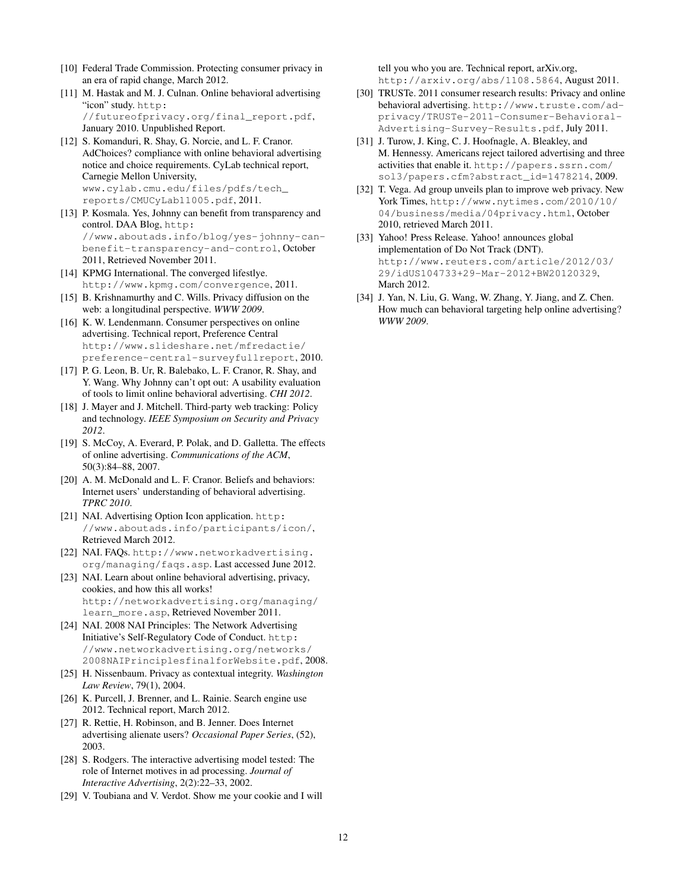[10] Federal Trade Commission. Protecting consumer privacy in an era of rapid change, March 2012.

[11] M. Hastak and M. J. Culnan. Online behavioral advertising "icon" study. http://futureofprivacy.org/final_report.pdf, January 2010. Unpublished Report.

[12] S. Komanduri, R. Shay, G. Norcie, and L. F. Cranor. AdChoices? compliance with online behavioral advertising notice and choice requirements. CyLab technical report, Carnegie Mellon University, www.cylab.cmu.edu/files/pdfs/tech_reports/CMUCyLab11005.pdf, 2011.

[13] P. Kosmala. Yes, Johnny can benefit from transparency and control. DAA Blog, http://www.aboutads.info/blog/yes-johnny-can-benefit-transparency-and-control, October 2011, Retrieved November 2011.

[14] KPMG International. The converged lifestlye. http://www.kpmg.com/convergence, 2011.

[15] B. Krishnamurthy and C. Wills. Privacy diffusion on the web: a longitudinal perspective. *WWW 2009*.

[16] K. W. Lendenmann. Consumer perspectives on online advertising. Technical report, Preference Central http://www.slideshare.net/mfredactie/preference-central-surveyfullreport, 2010.

[17] P. G. Leon, B. Ur, R. Balebako, L. F. Cranor, R. Shay, and Y. Wang. Why Johnny can't opt out: A usability evaluation of tools to limit online behavioral advertising. *CHI 2012*.

[18] J. Mayer and J. Mitchell. Third-party web tracking: Policy and technology. *IEEE Symposium on Security and Privacy 2012*.

[19] S. McCoy, A. Everard, P. Polak, and D. Galletta. The effects of online advertising. *Communications of the ACM*, 50(3):84–88, 2007.

[20] A. M. McDonald and L. F. Cranor. Beliefs and behaviors: Internet users' understanding of behavioral advertising. *TPRC 2010*.

[21] NAI. Advertising Option Icon application. http://www.aboutads.info/participants/icon/, Retrieved March 2012.

[22] NAI. FAQs. http://www.networkadvertising.org/managing/faqs.asp. Last accessed June 2012.

[23] NAI. Learn about online behavioral advertising, privacy, cookies, and how this all works! http://networkadvertising.org/managing/learn_more.asp, Retrieved November 2011.

[24] NAI. 2008 NAI Principles: The Network Advertising Initiative's Self-Regulatory Code of Conduct. http://www.networkadvertising.org/networks/2008NAIPrinciplesfinalforWebsite.pdf, 2008.

[25] H. Nissenbaum. Privacy as contextual integrity. *Washington Law Review*, 79(1), 2004.

[26] K. Purcell, J. Brenner, and L. Rainie. Search engine use 2012. Technical report, March 2012.

[27] R. Rettie, H. Robinson, and B. Jenner. Does Internet advertising alienate users? *Occasional Paper Series*, (52), 2003.

[28] S. Rodgers. The interactive advertising model tested: The role of Internet motives in ad processing. *Journal of Interactive Advertising*, 2(2):22–33, 2002.

[29] V. Toubiana and V. Verdot. Show me your cookie and I will tell you who you are. Technical report, arXiv.org, http://arxiv.org/abs/1108.5864, August 2011.

[30] TRUSTe. 2011 consumer research results: Privacy and online behavioral advertising. http://www.truste.com/ad-privacy/TRUSTe-2011-Consumer-Behavioral-Advertising-Survey-Results.pdf, July 2011.

[31] J. Turow, J. King, C. J. Hoofnagle, A. Bleakley, and M. Hennessy. Americans reject tailored advertising and three activities that enable it. http://papers.ssrn.com/sol3/papers.cfm?abstract_id=1478214, 2009.

[32] T. Vega. Ad group unveils plan to improve web privacy. New York Times, http://www.nytimes.com/2010/10/04/business/media/04privacy.html, October 2010, retrieved March 2011.

[33] Yahoo! Press Release. Yahoo! announces global implementation of Do Not Track (DNT). http://www.reuters.com/article/2012/03/29/idUS104733+29-Mar-2012+BW20120329, March 2012.

[34] J. Yan, N. Liu, G. Wang, W. Zhang, Y. Jiang, and Z. Chen. How much can behavioral targeting help online advertising? *WWW 2009*.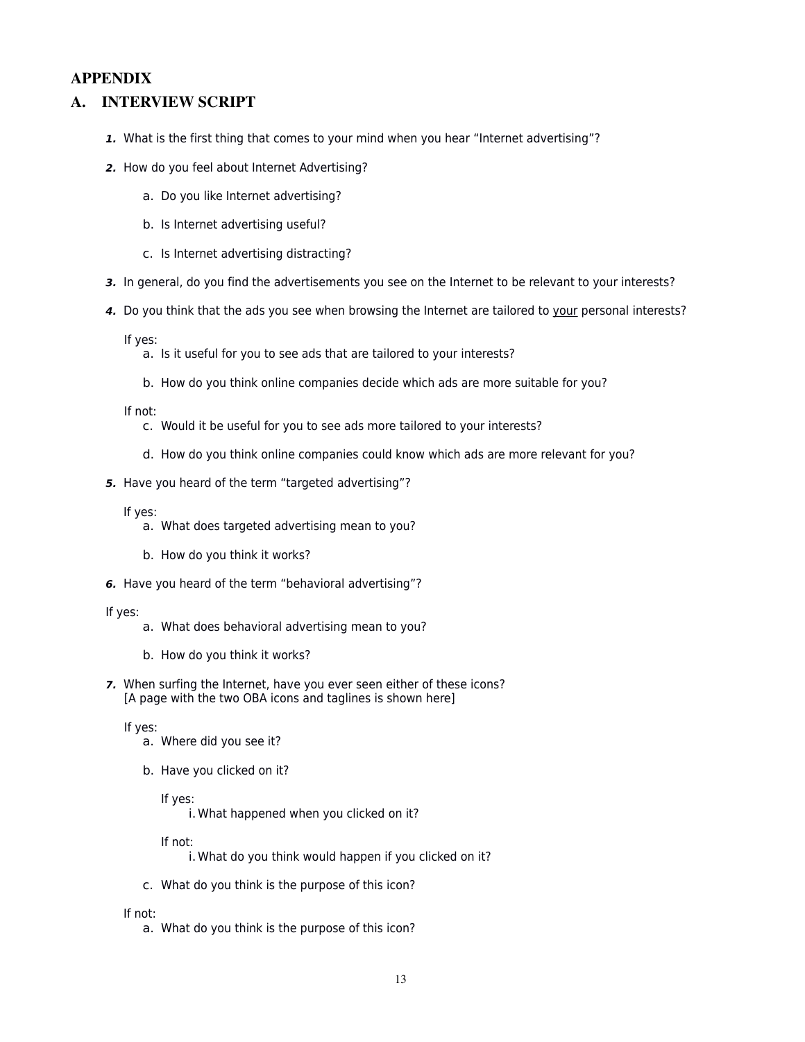# APPENDIX

## A. INTERVIEW SCRIPT

1. What is the first thing that comes to your mind when you hear "Internet advertising"?

2. How do you feel about Internet Advertising?

    a. Do you like Internet advertising?

    b. Is Internet advertising useful?

    c. Is Internet advertising distracting?

3. In general, do you find the advertisements you see on the Internet to be relevant to your interests?

4. Do you think that the ads you see when browsing the Internet are tailored to <u>your</u> personal interests?

    If yes:

    a. Is it useful for you to see ads that are tailored to your interests?

    b. How do you think online companies decide which ads are more suitable for you?

    If not:

    c. Would it be useful for you to see ads more tailored to your interests?

    d. How do you think online companies could know which ads are more relevant for you?

5. Have you heard of the term "targeted advertising"?

    If yes:

    a. What does targeted advertising mean to you?

    b. How do you think it works?

6. Have you heard of the term "behavioral advertising"?

    If yes:

    a. What does behavioral advertising mean to you?

    b. How do you think it works?

7. When surfing the Internet, have you ever seen either of these icons?
   [A page with the two OBA icons and taglines is shown here]

    If yes:

    a. Where did you see it?

    b. Have you clicked on it?

        If yes:

        i. What happened when you clicked on it?

        If not:

        i. What do you think would happen if you clicked on it?

    c. What do you think is the purpose of this icon?

    If not:

    a. What do you think is the purpose of this icon?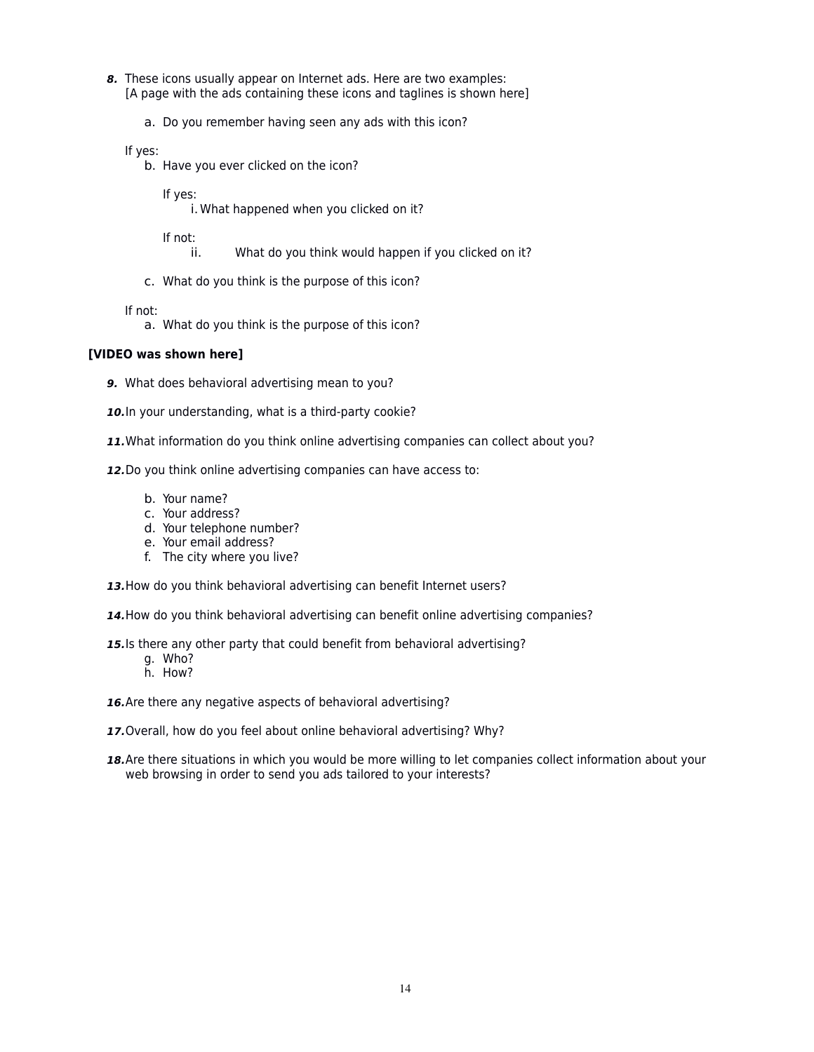8. These icons usually appear on Internet ads. Here are two examples:
   [A page with the ads containing these icons and taglines is shown here]

   a. Do you remember having seen any ads with this icon?

   If yes:

   b. Have you ever clicked on the icon?

      If yes:

      i. What happened when you clicked on it?

      If not:

      ii. What do you think would happen if you clicked on it?

   c. What do you think is the purpose of this icon?

   If not:

   a. What do you think is the purpose of this icon?

**[VIDEO was shown here]**

9. What does behavioral advertising mean to you?

10. In your understanding, what is a third-party cookie?

11. What information do you think online advertising companies can collect about you?

12. Do you think online advertising companies can have access to:

    b. Your name?
    c. Your address?
    d. Your telephone number?
    e. Your email address?
    f. The city where you live?

13. How do you think behavioral advertising can benefit Internet users?

14. How do you think behavioral advertising can benefit online advertising companies?

15. Is there any other party that could benefit from behavioral advertising?
    g. Who?
    h. How?

16. Are there any negative aspects of behavioral advertising?

17. Overall, how do you feel about online behavioral advertising? Why?

18. Are there situations in which you would be more willing to let companies collect information about your web browsing in order to send you ads tailored to your interests?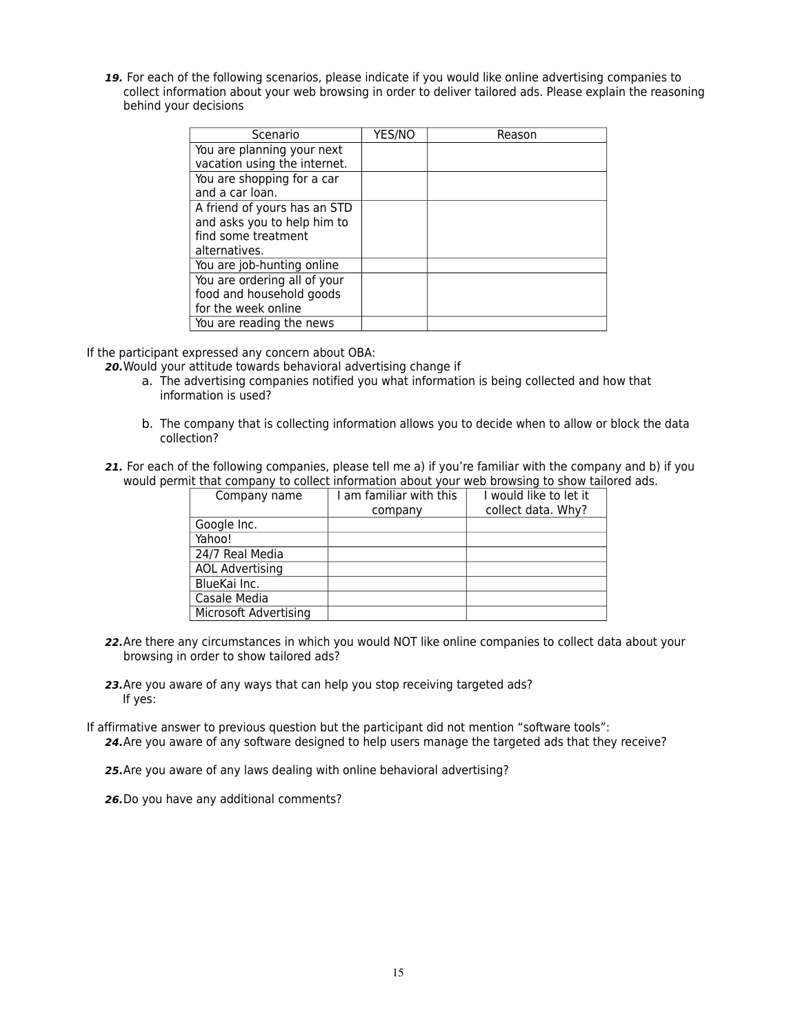***19.*** For each of the following scenarios, please indicate if you would like online advertising companies to collect information about your web browsing in order to deliver tailored ads. Please explain the reasoning behind your decisions

| Scenario | YES/NO | Reason |
|---|---|---|
| You are planning your next vacation using the internet. | | |
| You are shopping for a car and a car loan. | | |
| A friend of yours has an STD and asks you to help him to find some treatment alternatives. | | |
| You are job-hunting online | | |
| You are ordering all of your food and household goods for the week online | | |
| You are reading the news | | |

If the participant expressed any concern about OBA:

***20.*** Would your attitude towards behavioral advertising change if

a. The advertising companies notified you what information is being collected and how that information is used?

b. The company that is collecting information allows you to decide when to allow or block the data collection?

***21.*** For each of the following companies, please tell me a) if you're familiar with the company and b) if you would permit that company to collect information about your web browsing to show tailored ads.

| Company name | I am familiar with this company | I would like to let it collect data. Why? |
|---|---|---|
| Google Inc. | | |
| Yahoo! | | |
| 24/7 Real Media | | |
| AOL Advertising | | |
| BlueKai Inc. | | |
| Casale Media | | |
| Microsoft Advertising | | |

***22.*** Are there any circumstances in which you would NOT like online companies to collect data about your browsing in order to show tailored ads?

***23.*** Are you aware of any ways that can help you stop receiving targeted ads?
If yes:

If affirmative answer to previous question but the participant did not mention "software tools":

***24.*** Are you aware of any software designed to help users manage the targeted ads that they receive?

***25.*** Are you aware of any laws dealing with online behavioral advertising?

***26.*** Do you have any additional comments?